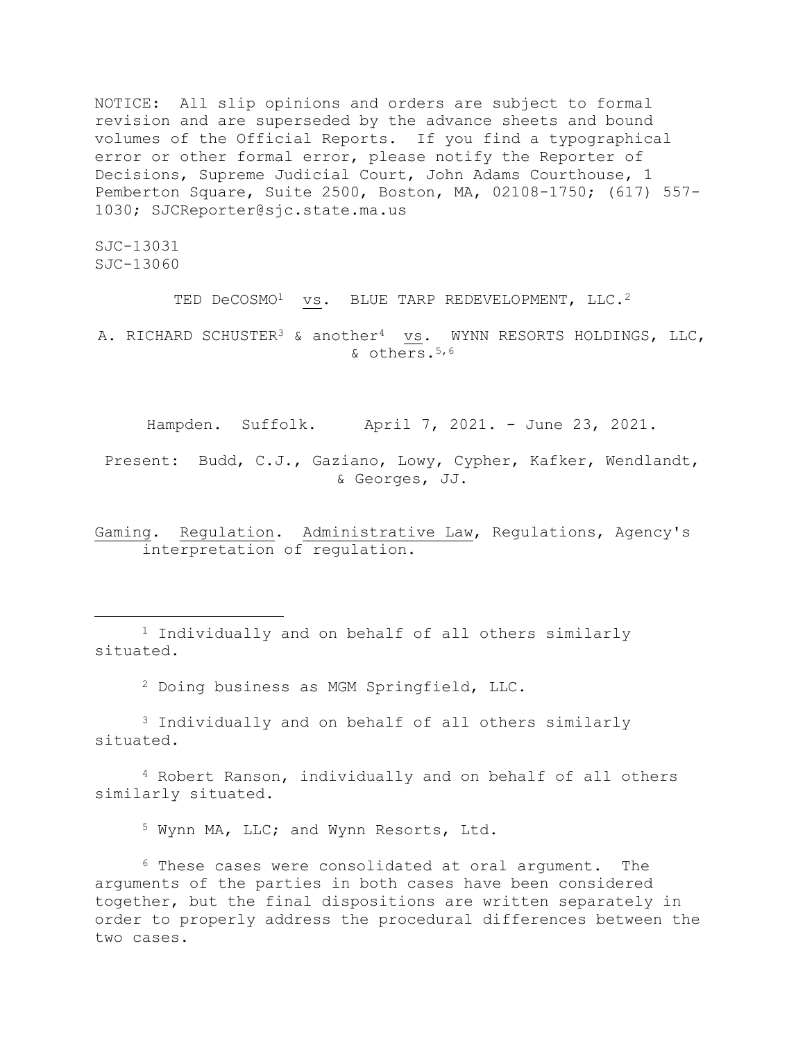NOTICE: All slip opinions and orders are subject to formal revision and are superseded by the advance sheets and bound volumes of the Official Reports. If you find a typographical error or other formal error, please notify the Reporter of Decisions, Supreme Judicial Court, John Adams Courthouse, 1 Pemberton Square, Suite 2500, Boston, MA, 02108-1750; (617) 557-1030; SJCReporter@sjc.state.ma.us

SJC-13031
SJC-13060

TED DeCOSMO[1] vs. BLUE TARP REDEVELOPMENT, LLC.[2]

A. RICHARD SCHUSTER[3] & another[4] vs. WYNN RESORTS HOLDINGS, LLC, & others.[5,6]

Hampden. Suffolk. April 7, 2021. - June 23, 2021.

Present: Budd, C.J., Gaziano, Lowy, Cypher, Kafker, Wendlandt, & Georges, JJ.

Gaming. Regulation. Administrative Law, Regulations, Agency's interpretation of regulation.

---

[1] Individually and on behalf of all others similarly situated.

[2] Doing business as MGM Springfield, LLC.

[3] Individually and on behalf of all others similarly situated.

[4] Robert Ranson, individually and on behalf of all others similarly situated.

[5] Wynn MA, LLC; and Wynn Resorts, Ltd.

[6] These cases were consolidated at oral argument. The arguments of the parties in both cases have been considered together, but the final dispositions are written separately in order to properly address the procedural differences between the two cases.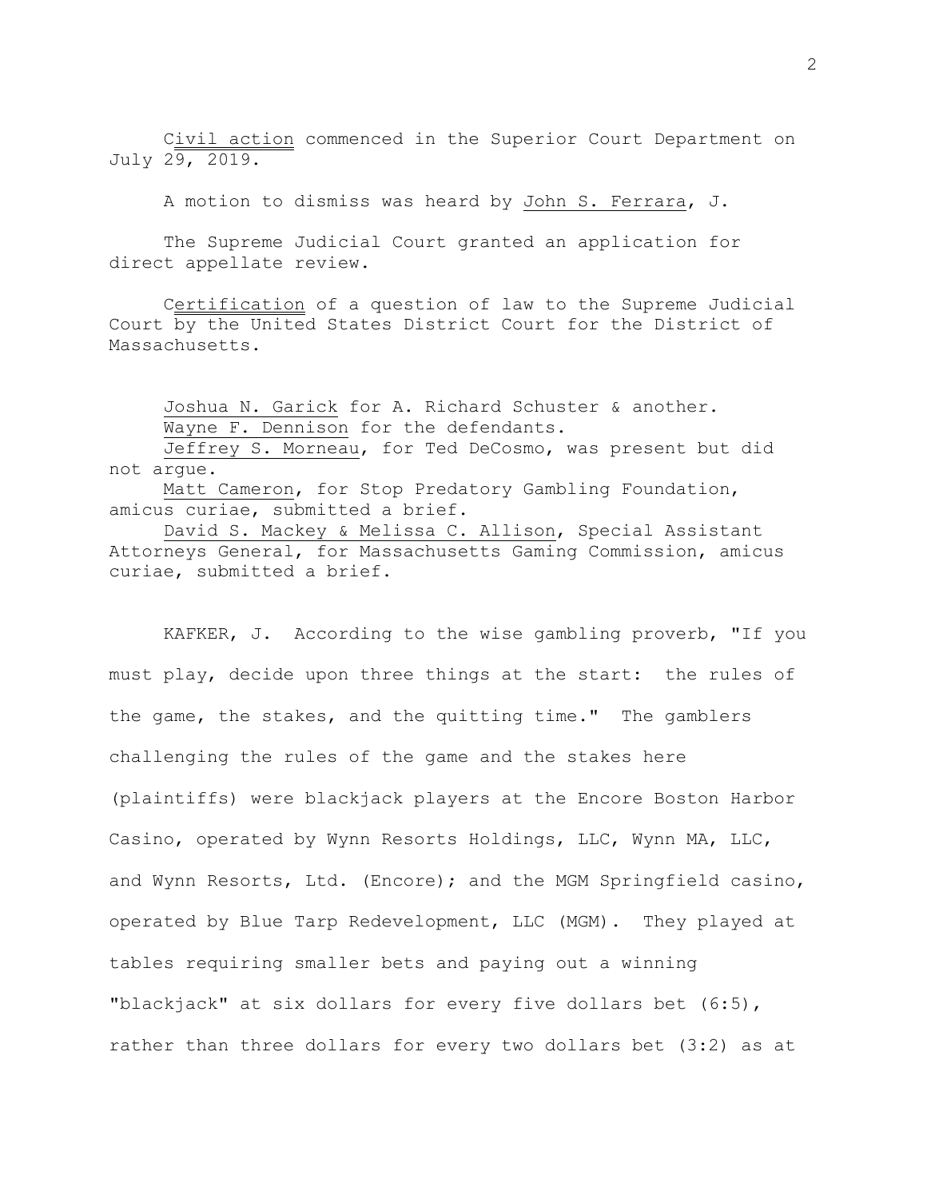Civil action commenced in the Superior Court Department on July 29, 2019.

A motion to dismiss was heard by John S. Ferrara, J.

The Supreme Judicial Court granted an application for direct appellate review.

Certification of a question of law to the Supreme Judicial Court by the United States District Court for the District of Massachusetts.

Joshua N. Garick for A. Richard Schuster & another.
Wayne F. Dennison for the defendants.
Jeffrey S. Morneau, for Ted DeCosmo, was present but did not argue.
Matt Cameron, for Stop Predatory Gambling Foundation, amicus curiae, submitted a brief.
David S. Mackey & Melissa C. Allison, Special Assistant Attorneys General, for Massachusetts Gaming Commission, amicus curiae, submitted a brief.

KAFKER, J. According to the wise gambling proverb, "If you must play, decide upon three things at the start: the rules of the game, the stakes, and the quitting time." The gamblers challenging the rules of the game and the stakes here (plaintiffs) were blackjack players at the Encore Boston Harbor Casino, operated by Wynn Resorts Holdings, LLC, Wynn MA, LLC, and Wynn Resorts, Ltd. (Encore); and the MGM Springfield casino, operated by Blue Tarp Redevelopment, LLC (MGM). They played at tables requiring smaller bets and paying out a winning "blackjack" at six dollars for every five dollars bet (6:5), rather than three dollars for every two dollars bet (3:2) as at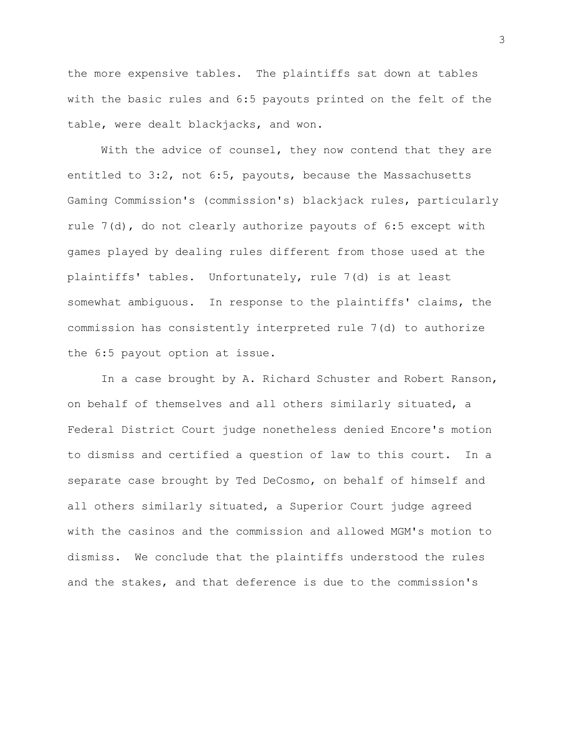the more expensive tables. The plaintiffs sat down at tables with the basic rules and 6:5 payouts printed on the felt of the table, were dealt blackjacks, and won.

With the advice of counsel, they now contend that they are entitled to 3:2, not 6:5, payouts, because the Massachusetts Gaming Commission's (commission's) blackjack rules, particularly rule 7(d), do not clearly authorize payouts of 6:5 except with games played by dealing rules different from those used at the plaintiffs' tables. Unfortunately, rule 7(d) is at least somewhat ambiguous. In response to the plaintiffs' claims, the commission has consistently interpreted rule 7(d) to authorize the 6:5 payout option at issue.

In a case brought by A. Richard Schuster and Robert Ranson, on behalf of themselves and all others similarly situated, a Federal District Court judge nonetheless denied Encore's motion to dismiss and certified a question of law to this court. In a separate case brought by Ted DeCosmo, on behalf of himself and all others similarly situated, a Superior Court judge agreed with the casinos and the commission and allowed MGM's motion to dismiss. We conclude that the plaintiffs understood the rules and the stakes, and that deference is due to the commission's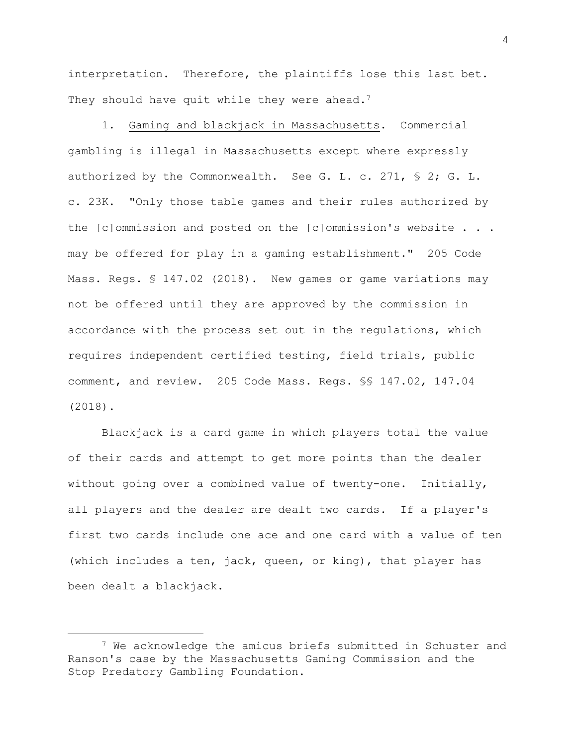interpretation. Therefore, the plaintiffs lose this last bet. They should have quit while they were ahead.[7]

1. Gaming and blackjack in Massachusetts. Commercial gambling is illegal in Massachusetts except where expressly authorized by the Commonwealth. See G. L. c. 271, § 2; G. L. c. 23K. "Only those table games and their rules authorized by the [c]ommission and posted on the [c]ommission's website . . . may be offered for play in a gaming establishment." 205 Code Mass. Regs. § 147.02 (2018). New games or game variations may not be offered until they are approved by the commission in accordance with the process set out in the regulations, which requires independent certified testing, field trials, public comment, and review. 205 Code Mass. Regs. §§ 147.02, 147.04 (2018).

Blackjack is a card game in which players total the value of their cards and attempt to get more points than the dealer without going over a combined value of twenty-one. Initially, all players and the dealer are dealt two cards. If a player's first two cards include one ace and one card with a value of ten (which includes a ten, jack, queen, or king), that player has been dealt a blackjack.

---

[7] We acknowledge the amicus briefs submitted in Schuster and Ranson's case by the Massachusetts Gaming Commission and the Stop Predatory Gambling Foundation.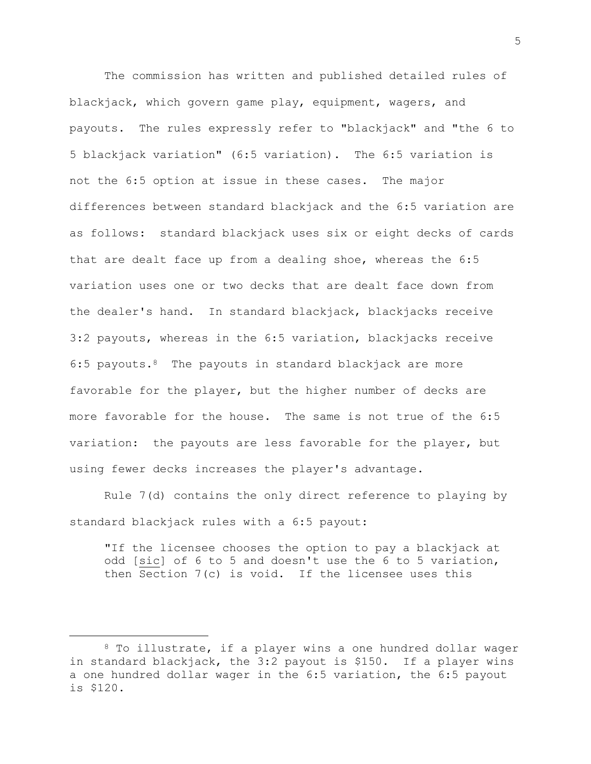The commission has written and published detailed rules of blackjack, which govern game play, equipment, wagers, and payouts. The rules expressly refer to "blackjack" and "the 6 to 5 blackjack variation" (6:5 variation). The 6:5 variation is not the 6:5 option at issue in these cases. The major differences between standard blackjack and the 6:5 variation are as follows: standard blackjack uses six or eight decks of cards that are dealt face up from a dealing shoe, whereas the 6:5 variation uses one or two decks that are dealt face down from the dealer's hand. In standard blackjack, blackjacks receive 3:2 payouts, whereas in the 6:5 variation, blackjacks receive 6:5 payouts.[8] The payouts in standard blackjack are more favorable for the player, but the higher number of decks are more favorable for the house. The same is not true of the 6:5 variation: the payouts are less favorable for the player, but using fewer decks increases the player's advantage.

Rule 7(d) contains the only direct reference to playing by standard blackjack rules with a 6:5 payout:

> "If the licensee chooses the option to pay a blackjack at odd [sic] of 6 to 5 and doesn't use the 6 to 5 variation, then Section 7(c) is void. If the licensee uses this

---

[8] To illustrate, if a player wins a one hundred dollar wager in standard blackjack, the 3:2 payout is $150. If a player wins a one hundred dollar wager in the 6:5 variation, the 6:5 payout is $120.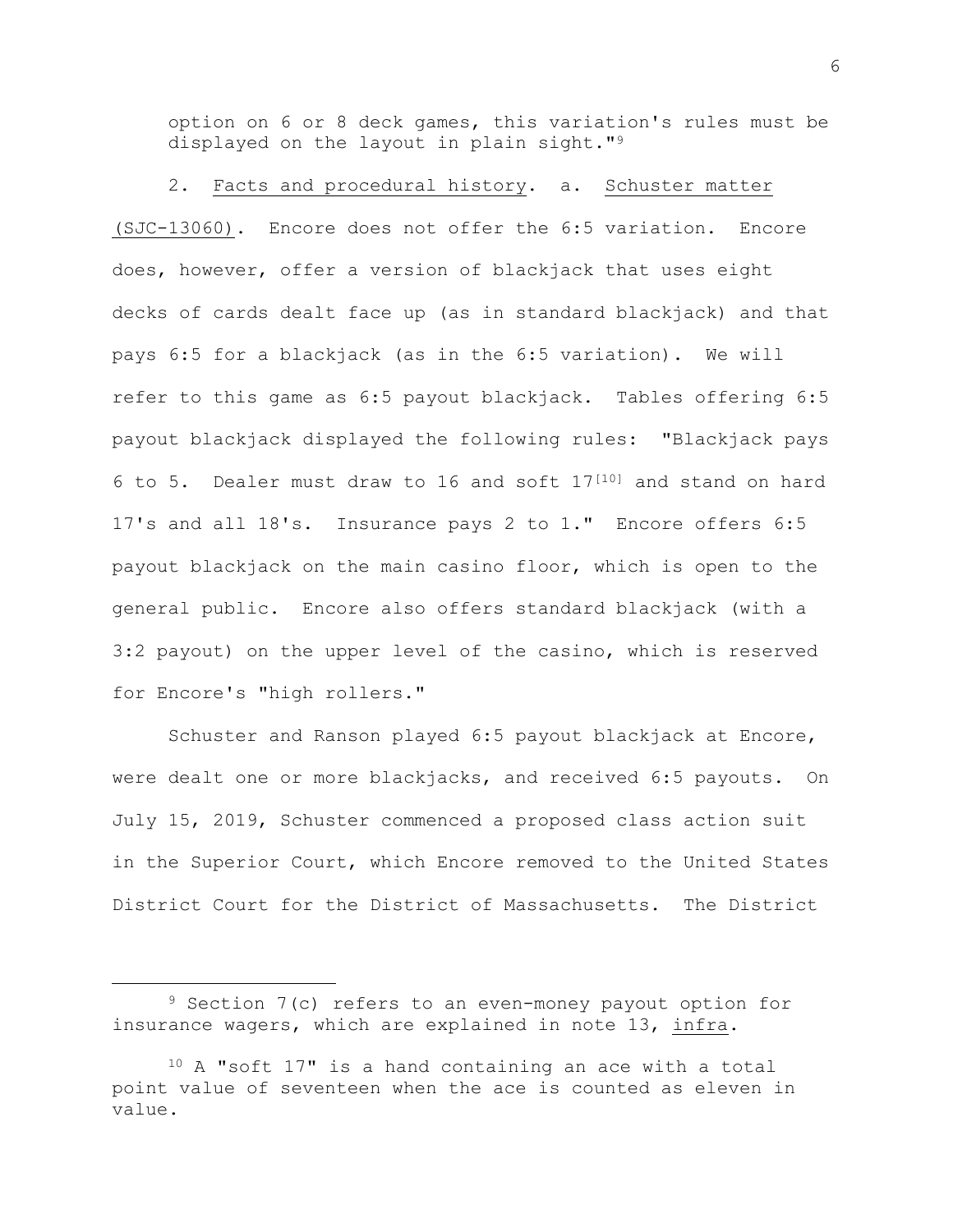option on 6 or 8 deck games, this variation's rules must be displayed on the layout in plain sight."[9]

2. Facts and procedural history. a. Schuster matter (SJC-13060). Encore does not offer the 6:5 variation. Encore does, however, offer a version of blackjack that uses eight decks of cards dealt face up (as in standard blackjack) and that pays 6:5 for a blackjack (as in the 6:5 variation). We will refer to this game as 6:5 payout blackjack. Tables offering 6:5 payout blackjack displayed the following rules: "Blackjack pays 6 to 5. Dealer must draw to 16 and soft 17[10] and stand on hard 17's and all 18's. Insurance pays 2 to 1." Encore offers 6:5 payout blackjack on the main casino floor, which is open to the general public. Encore also offers standard blackjack (with a 3:2 payout) on the upper level of the casino, which is reserved for Encore's "high rollers."

Schuster and Ranson played 6:5 payout blackjack at Encore, were dealt one or more blackjacks, and received 6:5 payouts. On July 15, 2019, Schuster commenced a proposed class action suit in the Superior Court, which Encore removed to the United States District Court for the District of Massachusetts. The District

---

[9] Section 7(c) refers to an even-money payout option for insurance wagers, which are explained in note 13, infra.

[10] A "soft 17" is a hand containing an ace with a total point value of seventeen when the ace is counted as eleven in value.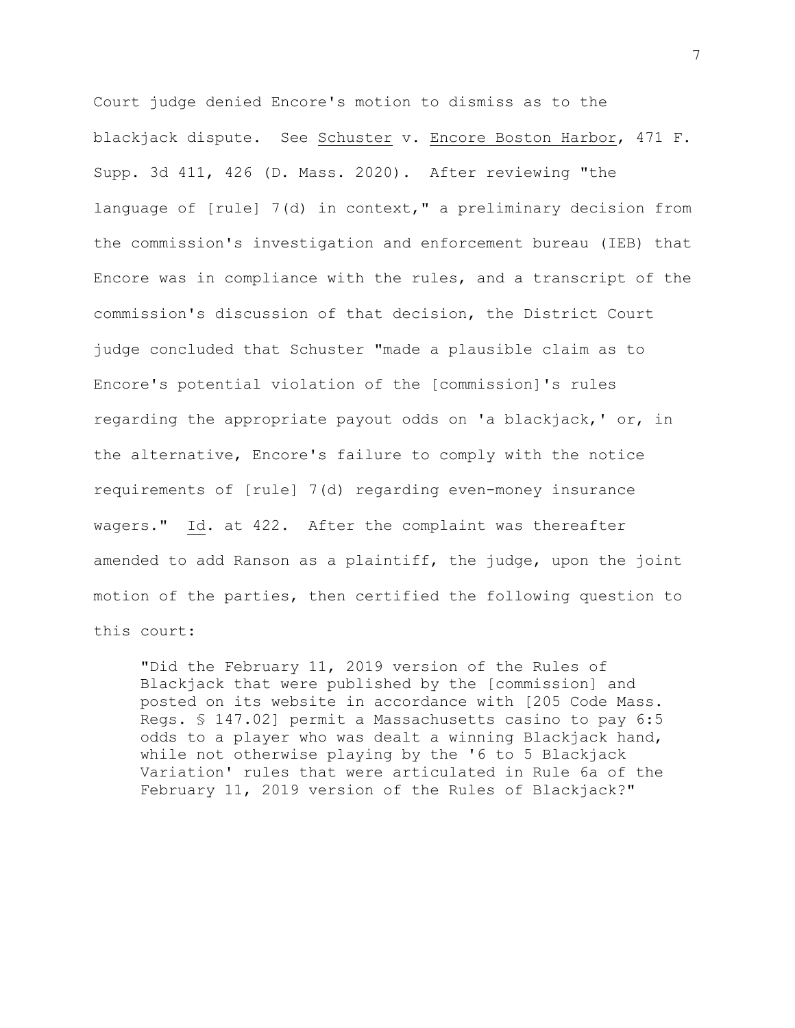Court judge denied Encore's motion to dismiss as to the blackjack dispute. See Schuster v. Encore Boston Harbor, 471 F. Supp. 3d 411, 426 (D. Mass. 2020). After reviewing "the language of [rule] 7(d) in context," a preliminary decision from the commission's investigation and enforcement bureau (IEB) that Encore was in compliance with the rules, and a transcript of the commission's discussion of that decision, the District Court judge concluded that Schuster "made a plausible claim as to Encore's potential violation of the [commission]'s rules regarding the appropriate payout odds on 'a blackjack,' or, in the alternative, Encore's failure to comply with the notice requirements of [rule] 7(d) regarding even-money insurance wagers." Id. at 422. After the complaint was thereafter amended to add Ranson as a plaintiff, the judge, upon the joint motion of the parties, then certified the following question to this court:

> "Did the February 11, 2019 version of the Rules of Blackjack that were published by the [commission] and posted on its website in accordance with [205 Code Mass. Regs. § 147.02] permit a Massachusetts casino to pay 6:5 odds to a player who was dealt a winning Blackjack hand, while not otherwise playing by the '6 to 5 Blackjack Variation' rules that were articulated in Rule 6a of the February 11, 2019 version of the Rules of Blackjack?"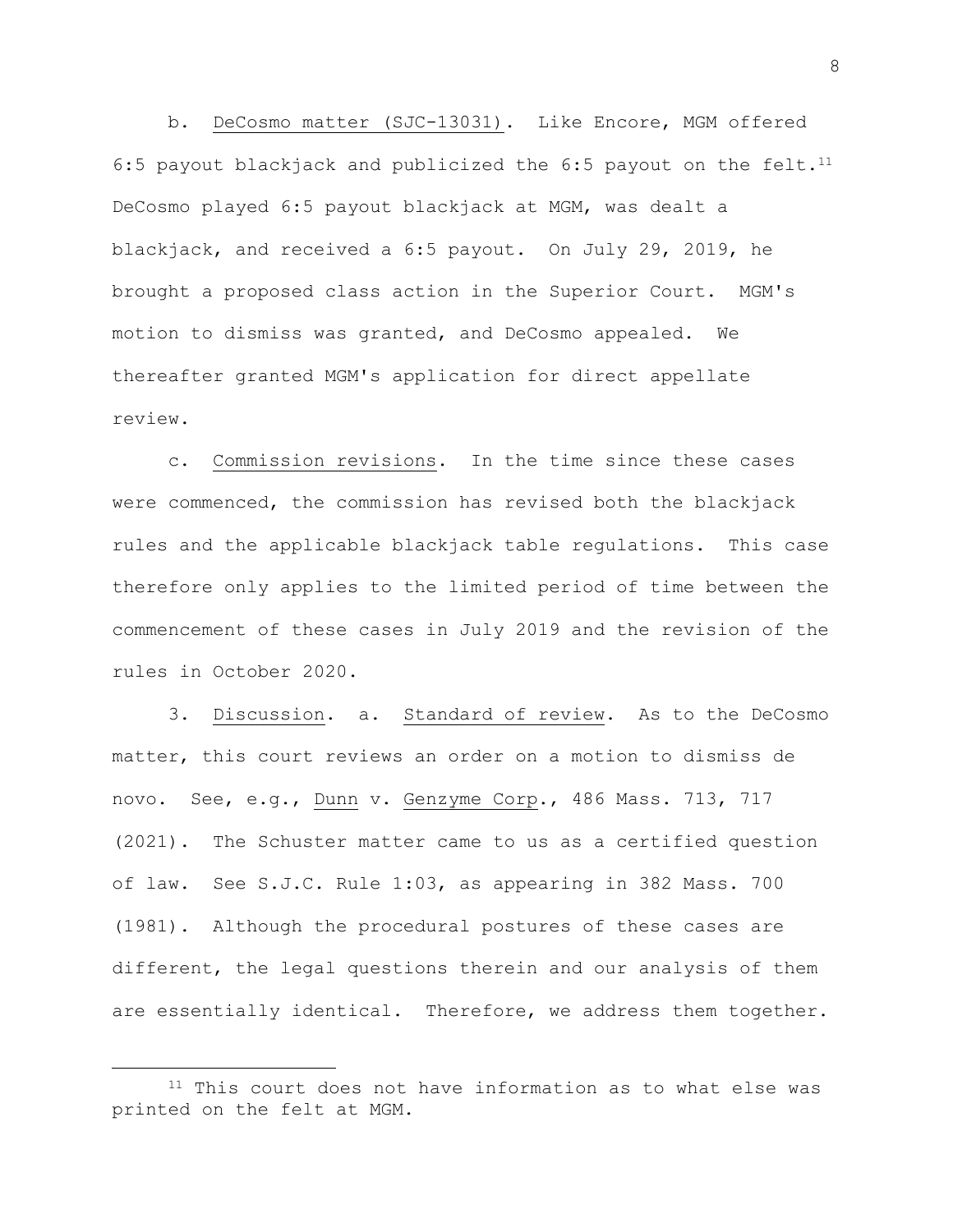b. DeCosmo matter (SJC-13031). Like Encore, MGM offered 6:5 payout blackjack and publicized the 6:5 payout on the felt.[11] DeCosmo played 6:5 payout blackjack at MGM, was dealt a blackjack, and received a 6:5 payout. On July 29, 2019, he brought a proposed class action in the Superior Court. MGM's motion to dismiss was granted, and DeCosmo appealed. We thereafter granted MGM's application for direct appellate review.

c. Commission revisions. In the time since these cases were commenced, the commission has revised both the blackjack rules and the applicable blackjack table regulations. This case therefore only applies to the limited period of time between the commencement of these cases in July 2019 and the revision of the rules in October 2020.

3. Discussion. a. Standard of review. As to the DeCosmo matter, this court reviews an order on a motion to dismiss de novo. See, e.g., Dunn v. Genzyme Corp., 486 Mass. 713, 717 (2021). The Schuster matter came to us as a certified question of law. See S.J.C. Rule 1:03, as appearing in 382 Mass. 700 (1981). Although the procedural postures of these cases are different, the legal questions therein and our analysis of them are essentially identical. Therefore, we address them together.

---

[11] This court does not have information as to what else was printed on the felt at MGM.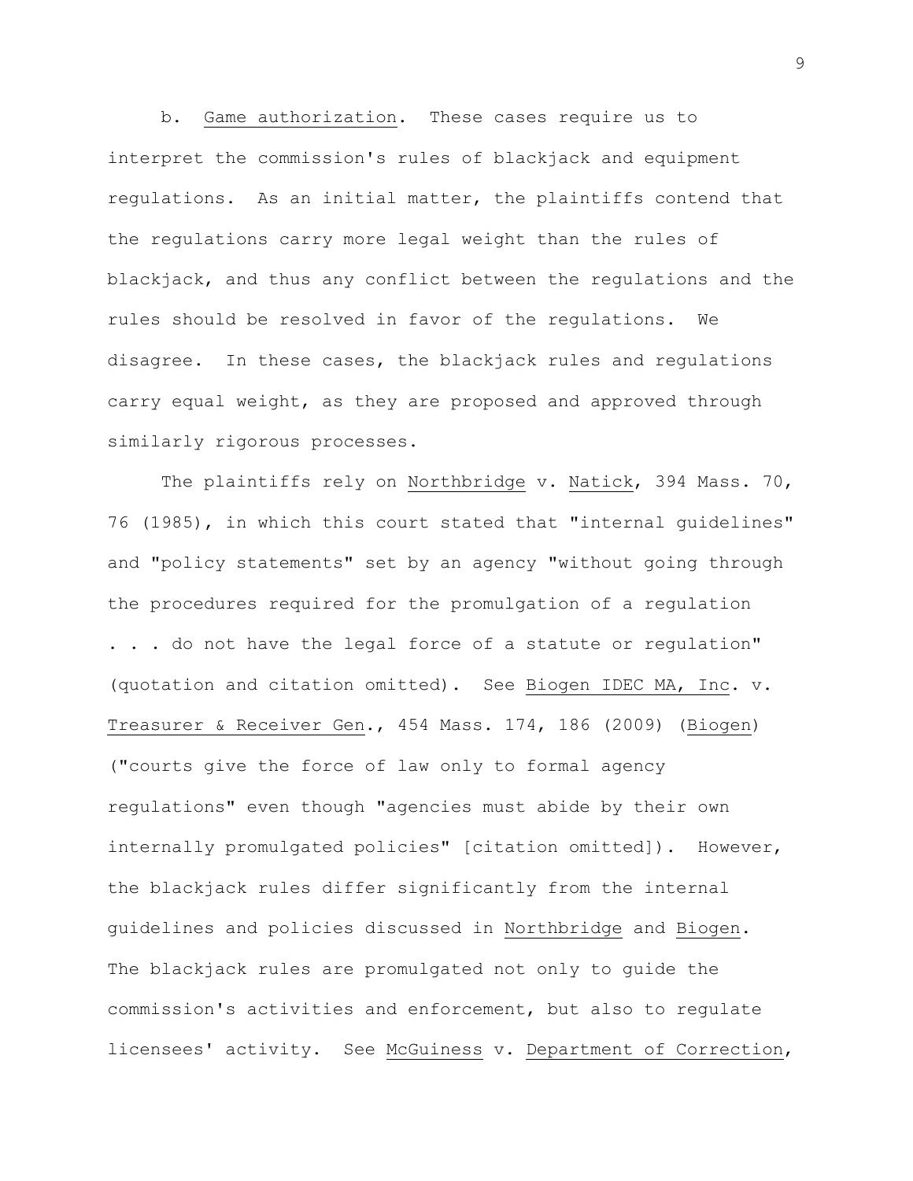b. Game authorization. These cases require us to interpret the commission's rules of blackjack and equipment regulations. As an initial matter, the plaintiffs contend that the regulations carry more legal weight than the rules of blackjack, and thus any conflict between the regulations and the rules should be resolved in favor of the regulations. We disagree. In these cases, the blackjack rules and regulations carry equal weight, as they are proposed and approved through similarly rigorous processes.

The plaintiffs rely on Northbridge v. Natick, 394 Mass. 70, 76 (1985), in which this court stated that "internal guidelines" and "policy statements" set by an agency "without going through the procedures required for the promulgation of a regulation . . . do not have the legal force of a statute or regulation" (quotation and citation omitted). See Biogen IDEC MA, Inc. v. Treasurer & Receiver Gen., 454 Mass. 174, 186 (2009) (Biogen) ("courts give the force of law only to formal agency regulations" even though "agencies must abide by their own internally promulgated policies" [citation omitted]). However, the blackjack rules differ significantly from the internal guidelines and policies discussed in Northbridge and Biogen. The blackjack rules are promulgated not only to guide the commission's activities and enforcement, but also to regulate licensees' activity. See McGuiness v. Department of Correction,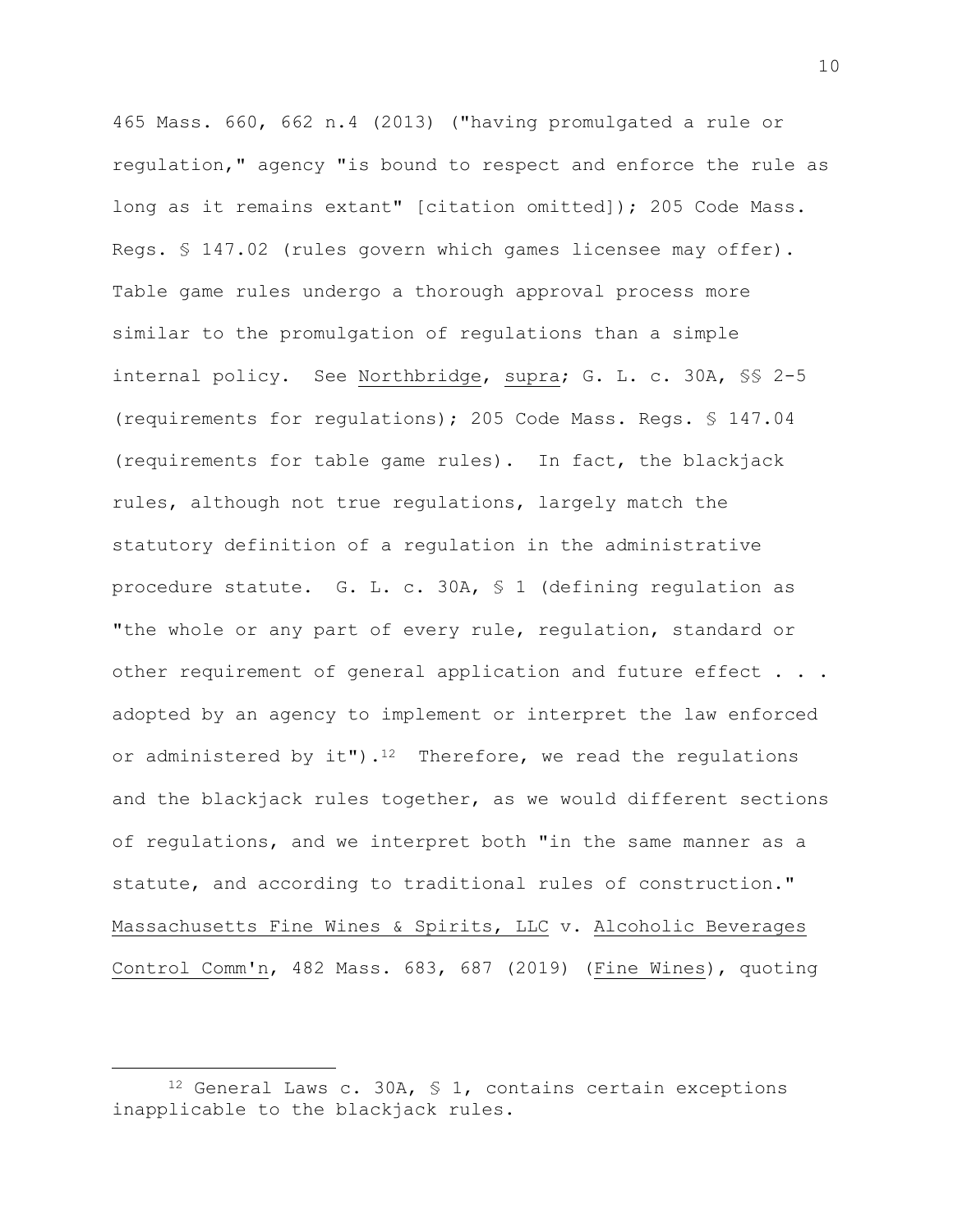465 Mass. 660, 662 n.4 (2013) ("having promulgated a rule or regulation," agency "is bound to respect and enforce the rule as long as it remains extant" [citation omitted]); 205 Code Mass. Regs. § 147.02 (rules govern which games licensee may offer). Table game rules undergo a thorough approval process more similar to the promulgation of regulations than a simple internal policy. See Northbridge, supra; G. L. c. 30A, §§ 2-5 (requirements for regulations); 205 Code Mass. Regs. § 147.04 (requirements for table game rules). In fact, the blackjack rules, although not true regulations, largely match the statutory definition of a regulation in the administrative procedure statute. G. L. c. 30A, § 1 (defining regulation as "the whole or any part of every rule, regulation, standard or other requirement of general application and future effect . . . adopted by an agency to implement or interpret the law enforced or administered by it").[12] Therefore, we read the regulations and the blackjack rules together, as we would different sections of regulations, and we interpret both "in the same manner as a statute, and according to traditional rules of construction." Massachusetts Fine Wines & Spirits, LLC v. Alcoholic Beverages Control Comm'n, 482 Mass. 683, 687 (2019) (Fine Wines), quoting

---

[12] General Laws c. 30A, § 1, contains certain exceptions inapplicable to the blackjack rules.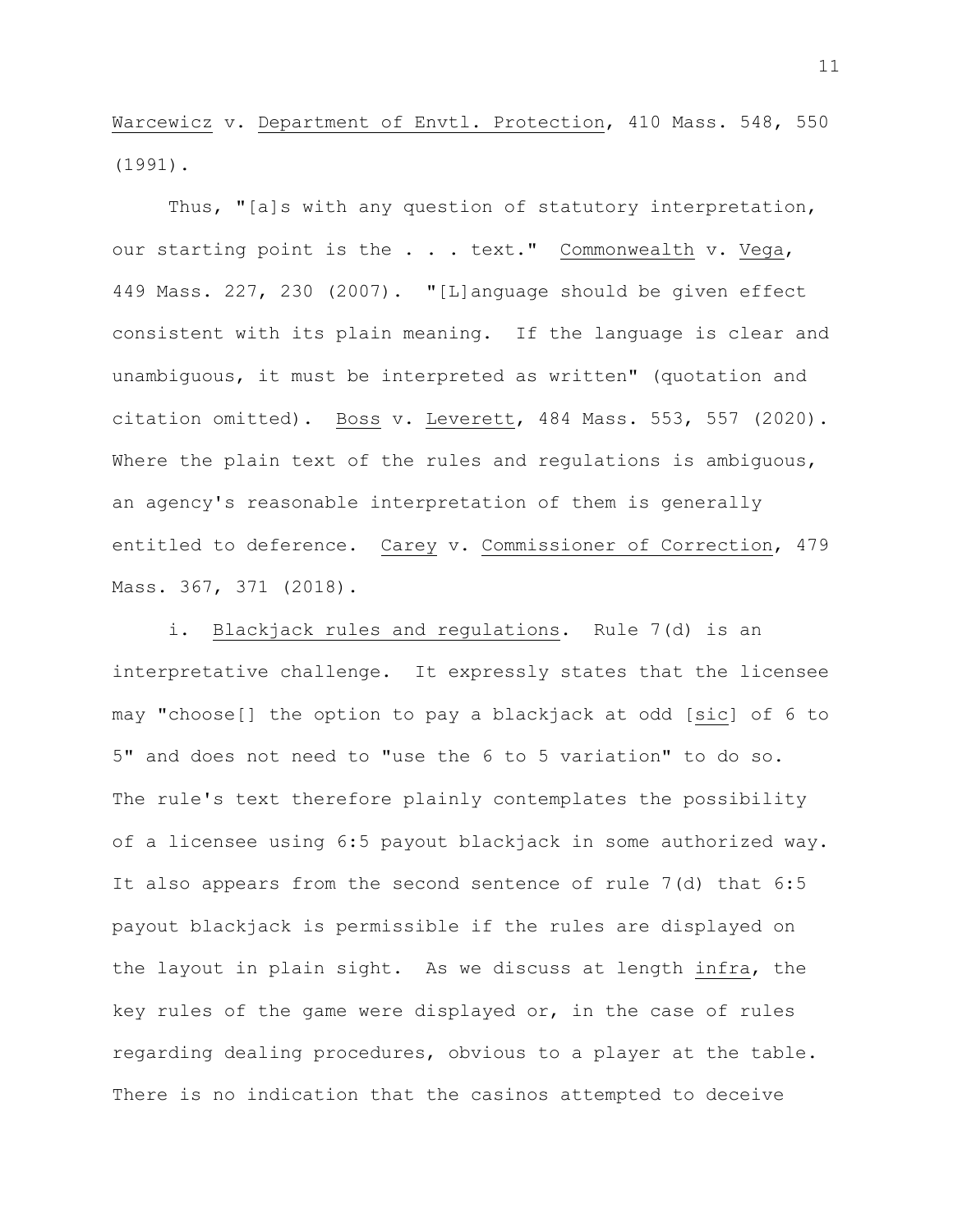Warcewicz v. Department of Envtl. Protection, 410 Mass. 548, 550 (1991).

Thus, "[a]s with any question of statutory interpretation, our starting point is the . . . text." Commonwealth v. Vega, 449 Mass. 227, 230 (2007). "[L]anguage should be given effect consistent with its plain meaning. If the language is clear and unambiguous, it must be interpreted as written" (quotation and citation omitted). Boss v. Leverett, 484 Mass. 553, 557 (2020). Where the plain text of the rules and regulations is ambiguous, an agency's reasonable interpretation of them is generally entitled to deference. Carey v. Commissioner of Correction, 479 Mass. 367, 371 (2018).

i. Blackjack rules and regulations. Rule 7(d) is an interpretative challenge. It expressly states that the licensee may "choose[] the option to pay a blackjack at odd [sic] of 6 to 5" and does not need to "use the 6 to 5 variation" to do so. The rule's text therefore plainly contemplates the possibility of a licensee using 6:5 payout blackjack in some authorized way. It also appears from the second sentence of rule 7(d) that 6:5 payout blackjack is permissible if the rules are displayed on the layout in plain sight. As we discuss at length infra, the key rules of the game were displayed or, in the case of rules regarding dealing procedures, obvious to a player at the table. There is no indication that the casinos attempted to deceive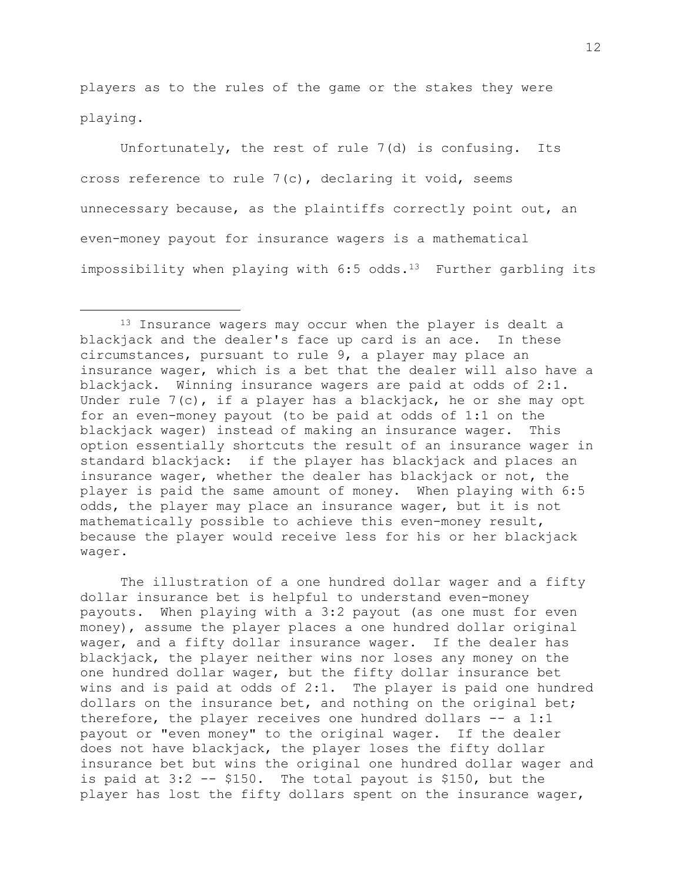players as to the rules of the game or the stakes they were playing.

Unfortunately, the rest of rule 7(d) is confusing. Its cross reference to rule 7(c), declaring it void, seems unnecessary because, as the plaintiffs correctly point out, an even-money payout for insurance wagers is a mathematical impossibility when playing with 6:5 odds.[13] Further garbling its

---

[13] Insurance wagers may occur when the player is dealt a blackjack and the dealer's face up card is an ace. In these circumstances, pursuant to rule 9, a player may place an insurance wager, which is a bet that the dealer will also have a blackjack. Winning insurance wagers are paid at odds of 2:1. Under rule 7(c), if a player has a blackjack, he or she may opt for an even-money payout (to be paid at odds of 1:1 on the blackjack wager) instead of making an insurance wager. This option essentially shortcuts the result of an insurance wager in standard blackjack: if the player has blackjack and places an insurance wager, whether the dealer has blackjack or not, the player is paid the same amount of money. When playing with 6:5 odds, the player may place an insurance wager, but it is not mathematically possible to achieve this even-money result, because the player would receive less for his or her blackjack wager.

The illustration of a one hundred dollar wager and a fifty dollar insurance bet is helpful to understand even-money payouts. When playing with a 3:2 payout (as one must for even money), assume the player places a one hundred dollar original wager, and a fifty dollar insurance wager. If the dealer has blackjack, the player neither wins nor loses any money on the one hundred dollar wager, but the fifty dollar insurance bet wins and is paid at odds of 2:1. The player is paid one hundred dollars on the insurance bet, and nothing on the original bet; therefore, the player receives one hundred dollars -- a 1:1 payout or "even money" to the original wager. If the dealer does not have blackjack, the player loses the fifty dollar insurance bet but wins the original one hundred dollar wager and is paid at 3:2 -- $150. The total payout is $150, but the player has lost the fifty dollars spent on the insurance wager,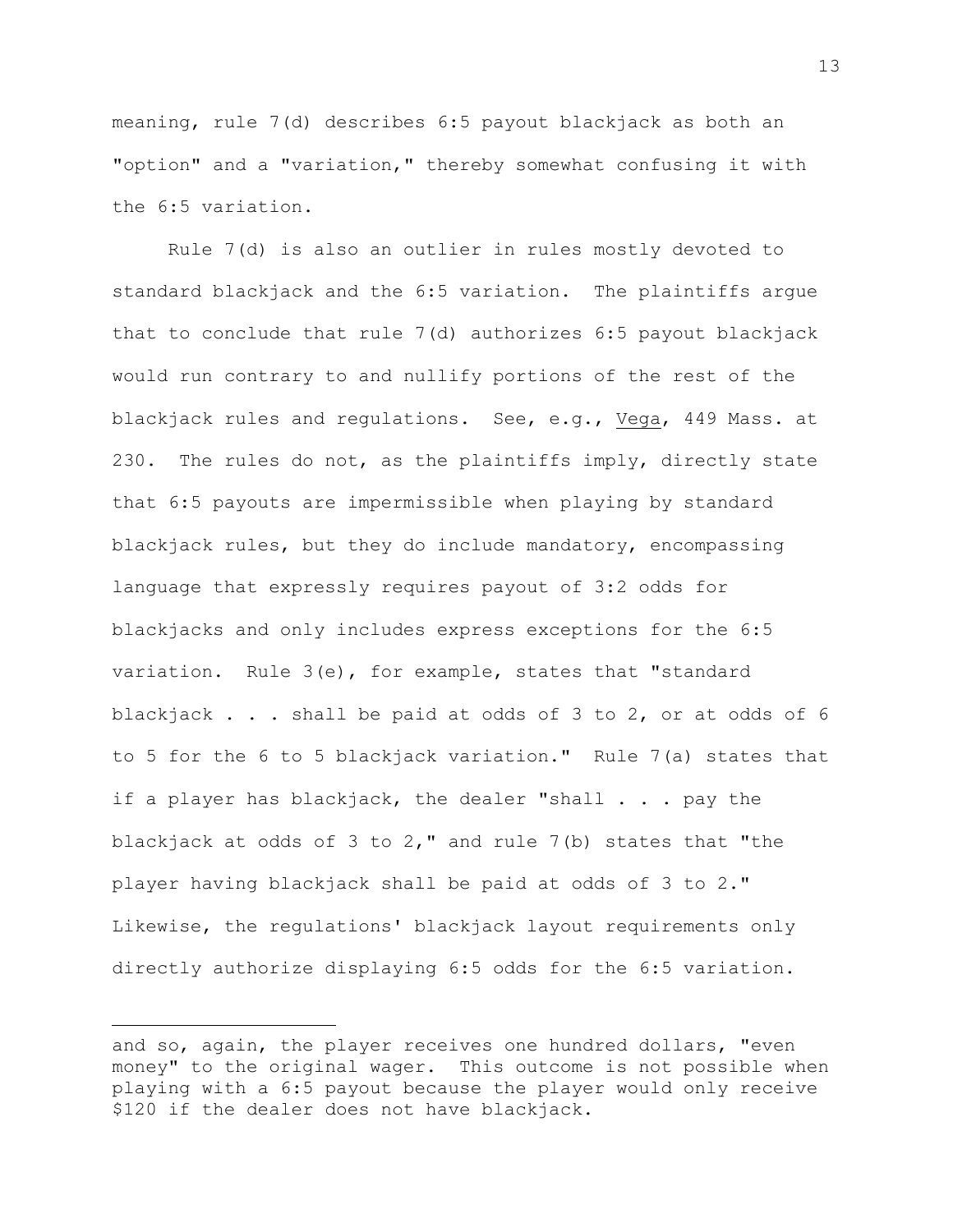meaning, rule 7(d) describes 6:5 payout blackjack as both an "option" and a "variation," thereby somewhat confusing it with the 6:5 variation.

Rule 7(d) is also an outlier in rules mostly devoted to standard blackjack and the 6:5 variation. The plaintiffs argue that to conclude that rule 7(d) authorizes 6:5 payout blackjack would run contrary to and nullify portions of the rest of the blackjack rules and regulations. See, e.g., Vega, 449 Mass. at 230. The rules do not, as the plaintiffs imply, directly state that 6:5 payouts are impermissible when playing by standard blackjack rules, but they do include mandatory, encompassing language that expressly requires payout of 3:2 odds for blackjacks and only includes express exceptions for the 6:5 variation. Rule 3(e), for example, states that "standard blackjack . . . shall be paid at odds of 3 to 2, or at odds of 6 to 5 for the 6 to 5 blackjack variation." Rule 7(a) states that if a player has blackjack, the dealer "shall . . . pay the blackjack at odds of 3 to 2," and rule 7(b) states that "the player having blackjack shall be paid at odds of 3 to 2." Likewise, the regulations' blackjack layout requirements only directly authorize displaying 6:5 odds for the 6:5 variation.

---

and so, again, the player receives one hundred dollars, "even money" to the original wager. This outcome is not possible when playing with a 6:5 payout because the player would only receive $120 if the dealer does not have blackjack.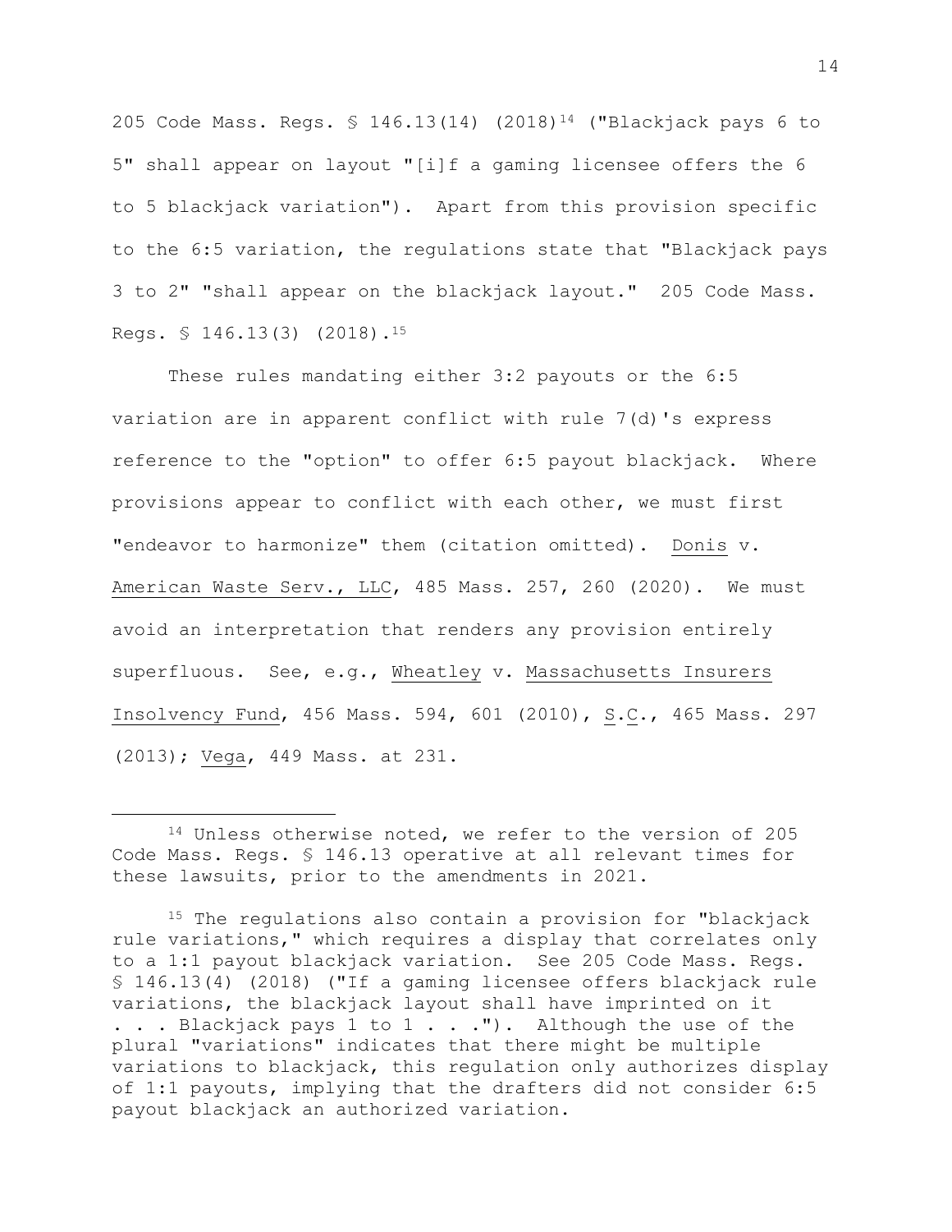205 Code Mass. Regs. § 146.13(14) (2018)[14] ("Blackjack pays 6 to 5" shall appear on layout "[i]f a gaming licensee offers the 6 to 5 blackjack variation"). Apart from this provision specific to the 6:5 variation, the regulations state that "Blackjack pays 3 to 2" "shall appear on the blackjack layout." 205 Code Mass. Regs. § 146.13(3) (2018).[15]

These rules mandating either 3:2 payouts or the 6:5 variation are in apparent conflict with rule 7(d)'s express reference to the "option" to offer 6:5 payout blackjack. Where provisions appear to conflict with each other, we must first "endeavor to harmonize" them (citation omitted). Donis v. American Waste Serv., LLC, 485 Mass. 257, 260 (2020). We must avoid an interpretation that renders any provision entirely superfluous. See, e.g., Wheatley v. Massachusetts Insurers Insolvency Fund, 456 Mass. 594, 601 (2010), S.C., 465 Mass. 297 (2013); Vega, 449 Mass. at 231.

---

[14] Unless otherwise noted, we refer to the version of 205 Code Mass. Regs. § 146.13 operative at all relevant times for these lawsuits, prior to the amendments in 2021.

[15] The regulations also contain a provision for "blackjack rule variations," which requires a display that correlates only to a 1:1 payout blackjack variation. See 205 Code Mass. Regs. § 146.13(4) (2018) ("If a gaming licensee offers blackjack rule variations, the blackjack layout shall have imprinted on it . . . Blackjack pays 1 to 1 . . ."). Although the use of the plural "variations" indicates that there might be multiple variations to blackjack, this regulation only authorizes display of 1:1 payouts, implying that the drafters did not consider 6:5 payout blackjack an authorized variation.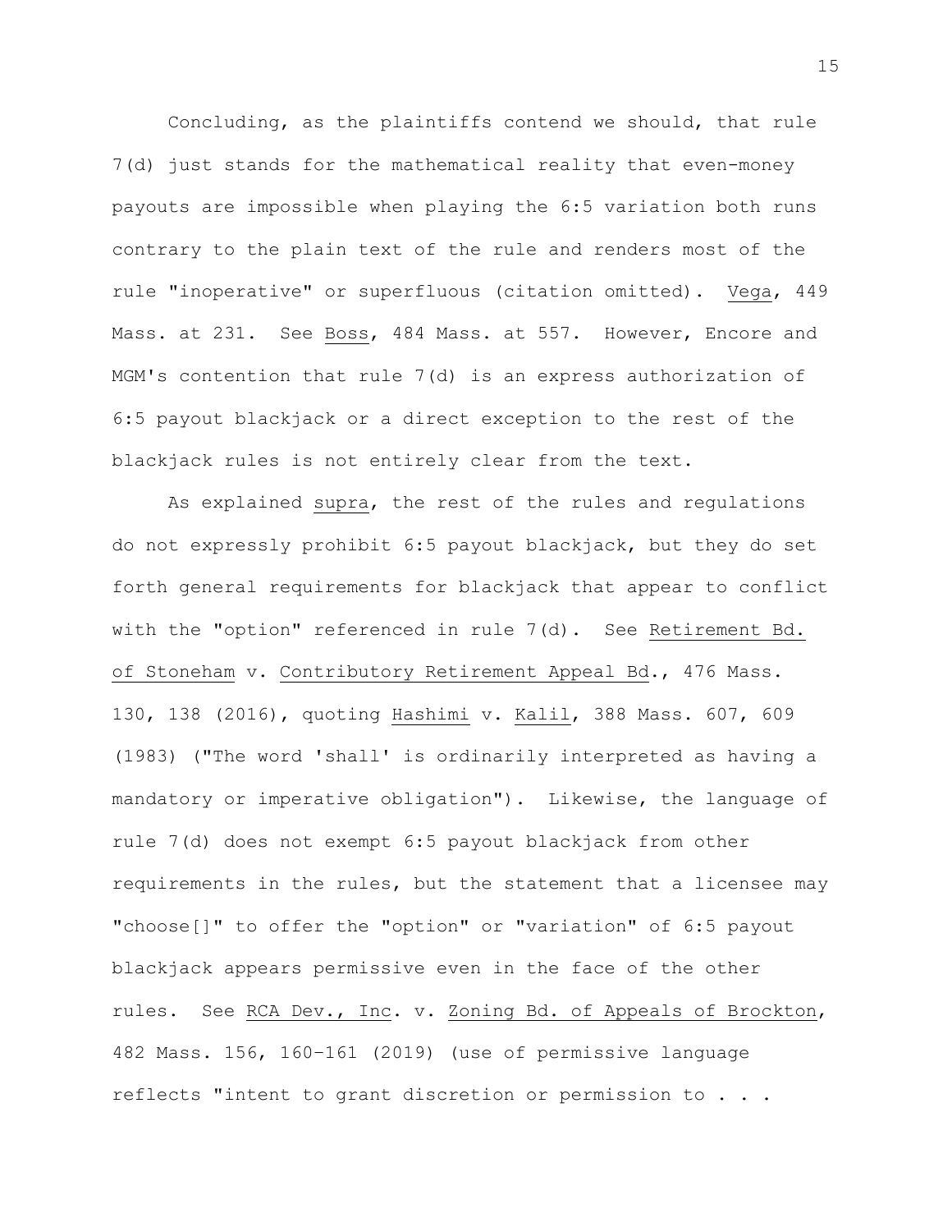Concluding, as the plaintiffs contend we should, that rule 7(d) just stands for the mathematical reality that even-money payouts are impossible when playing the 6:5 variation both runs contrary to the plain text of the rule and renders most of the rule "inoperative" or superfluous (citation omitted). Vega, 449 Mass. at 231. See Boss, 484 Mass. at 557. However, Encore and MGM's contention that rule 7(d) is an express authorization of 6:5 payout blackjack or a direct exception to the rest of the blackjack rules is not entirely clear from the text.

As explained supra, the rest of the rules and regulations do not expressly prohibit 6:5 payout blackjack, but they do set forth general requirements for blackjack that appear to conflict with the "option" referenced in rule 7(d). See Retirement Bd. of Stoneham v. Contributory Retirement Appeal Bd., 476 Mass. 130, 138 (2016), quoting Hashimi v. Kalil, 388 Mass. 607, 609 (1983) ("The word 'shall' is ordinarily interpreted as having a mandatory or imperative obligation"). Likewise, the language of rule 7(d) does not exempt 6:5 payout blackjack from other requirements in the rules, but the statement that a licensee may "choose[]" to offer the "option" or "variation" of 6:5 payout blackjack appears permissive even in the face of the other rules. See RCA Dev., Inc. v. Zoning Bd. of Appeals of Brockton, 482 Mass. 156, 160-161 (2019) (use of permissive language reflects "intent to grant discretion or permission to . . .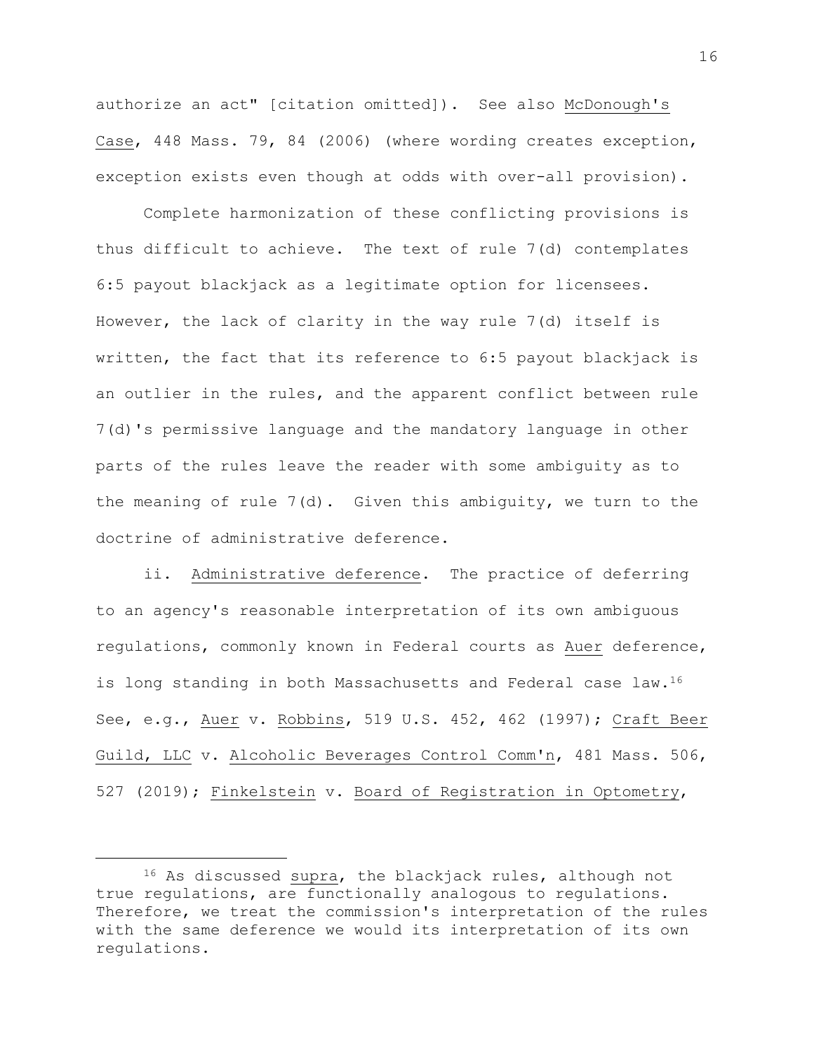authorize an act" [citation omitted]). See also McDonough's Case, 448 Mass. 79, 84 (2006) (where wording creates exception, exception exists even though at odds with over-all provision).

Complete harmonization of these conflicting provisions is thus difficult to achieve. The text of rule 7(d) contemplates 6:5 payout blackjack as a legitimate option for licensees. However, the lack of clarity in the way rule 7(d) itself is written, the fact that its reference to 6:5 payout blackjack is an outlier in the rules, and the apparent conflict between rule 7(d)'s permissive language and the mandatory language in other parts of the rules leave the reader with some ambiguity as to the meaning of rule 7(d). Given this ambiguity, we turn to the doctrine of administrative deference.

ii. Administrative deference. The practice of deferring to an agency's reasonable interpretation of its own ambiguous regulations, commonly known in Federal courts as Auer deference, is long standing in both Massachusetts and Federal case law.[16] See, e.g., Auer v. Robbins, 519 U.S. 452, 462 (1997); Craft Beer Guild, LLC v. Alcoholic Beverages Control Comm'n, 481 Mass. 506, 527 (2019); Finkelstein v. Board of Registration in Optometry,

---

[16] As discussed supra, the blackjack rules, although not true regulations, are functionally analogous to regulations. Therefore, we treat the commission's interpretation of the rules with the same deference we would its interpretation of its own regulations.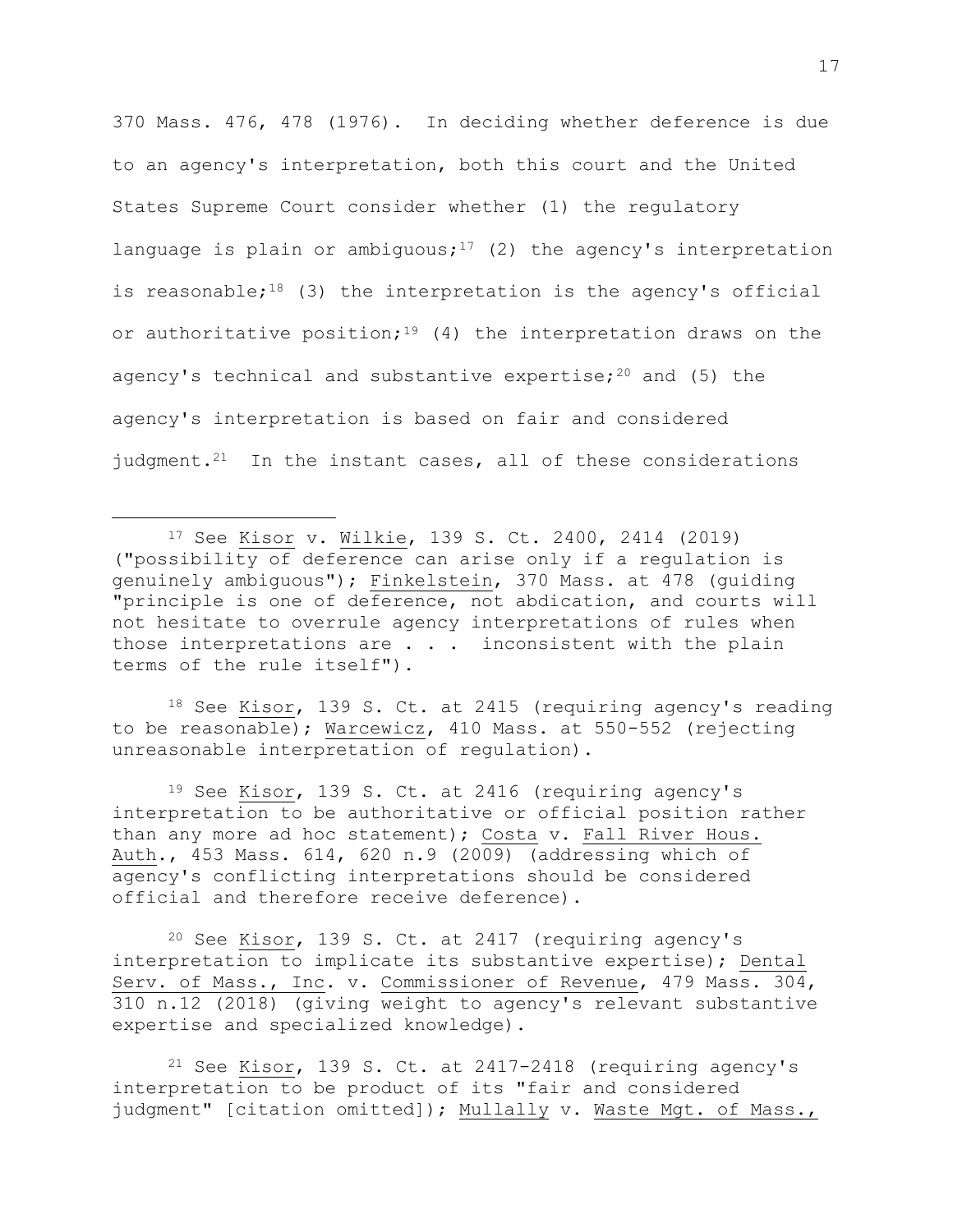370 Mass. 476, 478 (1976). In deciding whether deference is due to an agency's interpretation, both this court and the United States Supreme Court consider whether (1) the regulatory language is plain or ambiguous;[17] (2) the agency's interpretation is reasonable;[18] (3) the interpretation is the agency's official or authoritative position;[19] (4) the interpretation draws on the agency's technical and substantive expertise;[20] and (5) the agency's interpretation is based on fair and considered judgment.[21] In the instant cases, all of these considerations

---

[17] See Kisor v. Wilkie, 139 S. Ct. 2400, 2414 (2019) ("possibility of deference can arise only if a regulation is genuinely ambiguous"); Finkelstein, 370 Mass. at 478 (guiding "principle is one of deference, not abdication, and courts will not hesitate to overrule agency interpretations of rules when those interpretations are . . . inconsistent with the plain terms of the rule itself").

[18] See Kisor, 139 S. Ct. at 2415 (requiring agency's reading to be reasonable); Warcewicz, 410 Mass. at 550-552 (rejecting unreasonable interpretation of regulation).

[19] See Kisor, 139 S. Ct. at 2416 (requiring agency's interpretation to be authoritative or official position rather than any more ad hoc statement); Costa v. Fall River Hous. Auth., 453 Mass. 614, 620 n.9 (2009) (addressing which of agency's conflicting interpretations should be considered official and therefore receive deference).

[20] See Kisor, 139 S. Ct. at 2417 (requiring agency's interpretation to implicate its substantive expertise); Dental Serv. of Mass., Inc. v. Commissioner of Revenue, 479 Mass. 304, 310 n.12 (2018) (giving weight to agency's relevant substantive expertise and specialized knowledge).

[21] See Kisor, 139 S. Ct. at 2417-2418 (requiring agency's interpretation to be product of its "fair and considered judgment" [citation omitted]); Mullally v. Waste Mgt. of Mass.,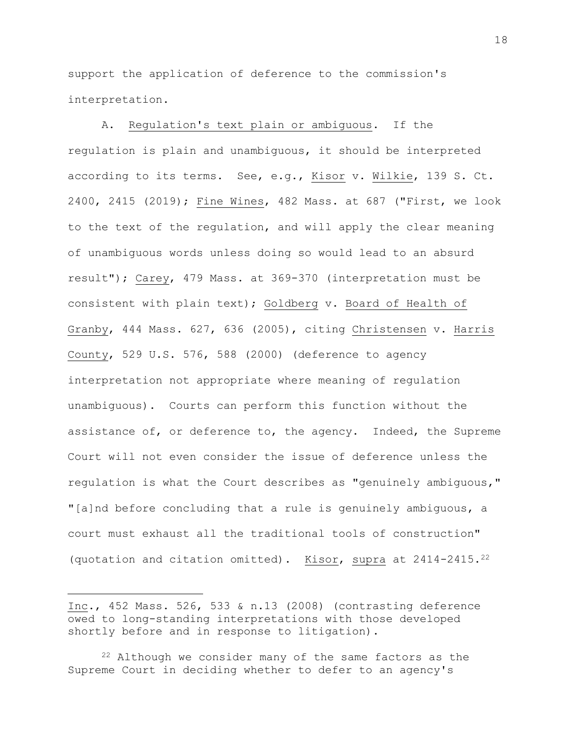support the application of deference to the commission's interpretation.

A. Regulation's text plain or ambiguous. If the regulation is plain and unambiguous, it should be interpreted according to its terms. See, e.g., Kisor v. Wilkie, 139 S. Ct. 2400, 2415 (2019); Fine Wines, 482 Mass. at 687 ("First, we look to the text of the regulation, and will apply the clear meaning of unambiguous words unless doing so would lead to an absurd result"); Carey, 479 Mass. at 369-370 (interpretation must be consistent with plain text); Goldberg v. Board of Health of Granby, 444 Mass. 627, 636 (2005), citing Christensen v. Harris County, 529 U.S. 576, 588 (2000) (deference to agency interpretation not appropriate where meaning of regulation unambiguous). Courts can perform this function without the assistance of, or deference to, the agency. Indeed, the Supreme Court will not even consider the issue of deference unless the regulation is what the Court describes as "genuinely ambiguous," "[a]nd before concluding that a rule is genuinely ambiguous, a court must exhaust all the traditional tools of construction" (quotation and citation omitted). Kisor, supra at 2414-2415.[22]

---

Inc., 452 Mass. 526, 533 & n.13 (2008) (contrasting deference owed to long-standing interpretations with those developed shortly before and in response to litigation).

[22] Although we consider many of the same factors as the Supreme Court in deciding whether to defer to an agency's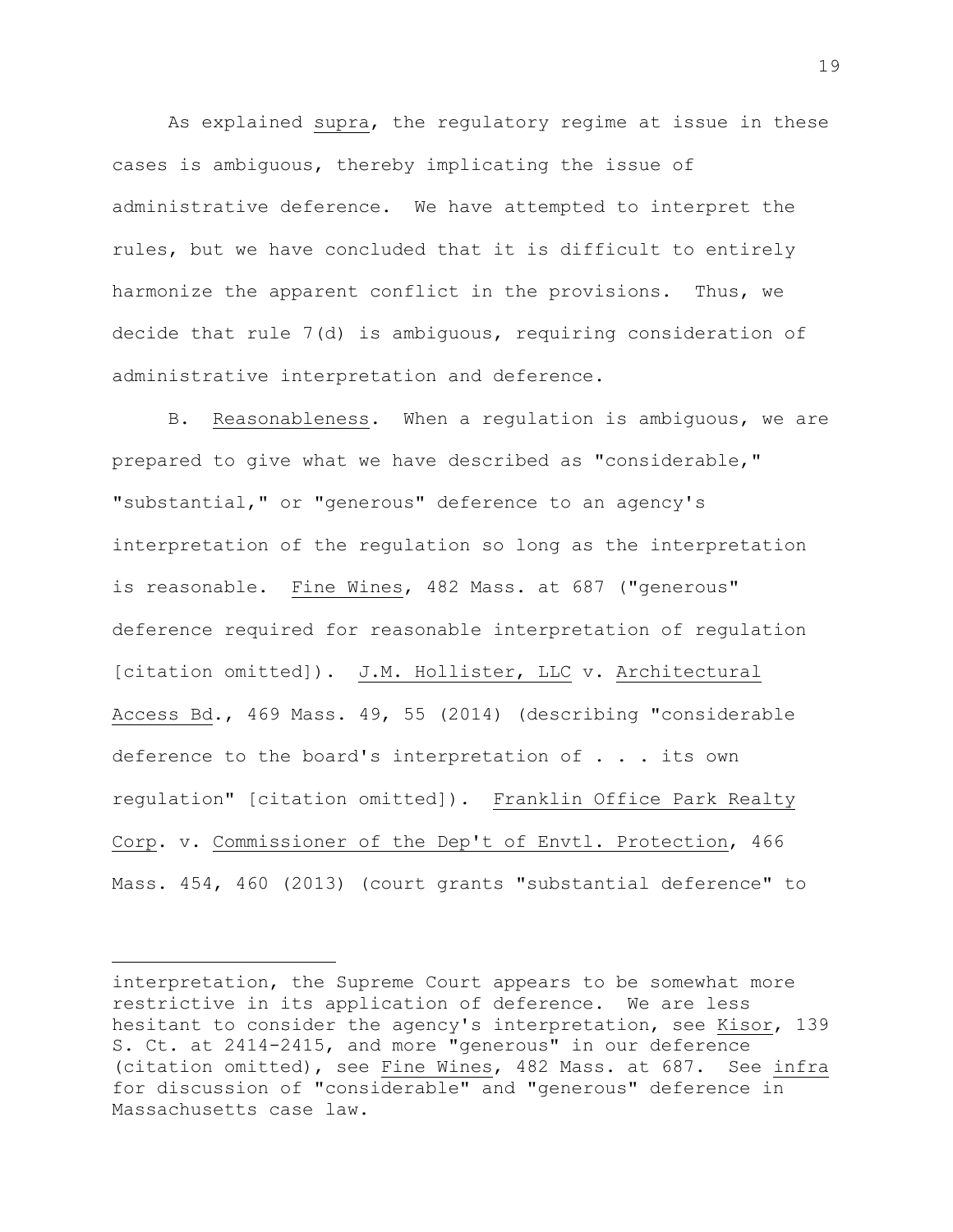As explained _supra_, the regulatory regime at issue in these cases is ambiguous, thereby implicating the issue of administrative deference. We have attempted to interpret the rules, but we have concluded that it is difficult to entirely harmonize the apparent conflict in the provisions. Thus, we decide that rule 7(d) is ambiguous, requiring consideration of administrative interpretation and deference.

B. _Reasonableness_. When a regulation is ambiguous, we are prepared to give what we have described as "considerable," "substantial," or "generous" deference to an agency's interpretation of the regulation so long as the interpretation is reasonable. _Fine Wines_, 482 Mass. at 687 ("generous" deference required for reasonable interpretation of regulation [citation omitted]). _J.M. Hollister, LLC_ v. _Architectural Access Bd_., 469 Mass. 49, 55 (2014) (describing "considerable deference to the board's interpretation of . . . its own regulation" [citation omitted]). _Franklin Office Park Realty Corp_. v. _Commissioner of the Dep't of Envtl. Protection_, 466 Mass. 454, 460 (2013) (court grants "substantial deference" to

---

interpretation, the Supreme Court appears to be somewhat more restrictive in its application of deference. We are less hesitant to consider the agency's interpretation, see _Kisor_, 139 S. Ct. at 2414-2415, and more "generous" in our deference (citation omitted), see _Fine Wines_, 482 Mass. at 687. See _infra_ for discussion of "considerable" and "generous" deference in Massachusetts case law.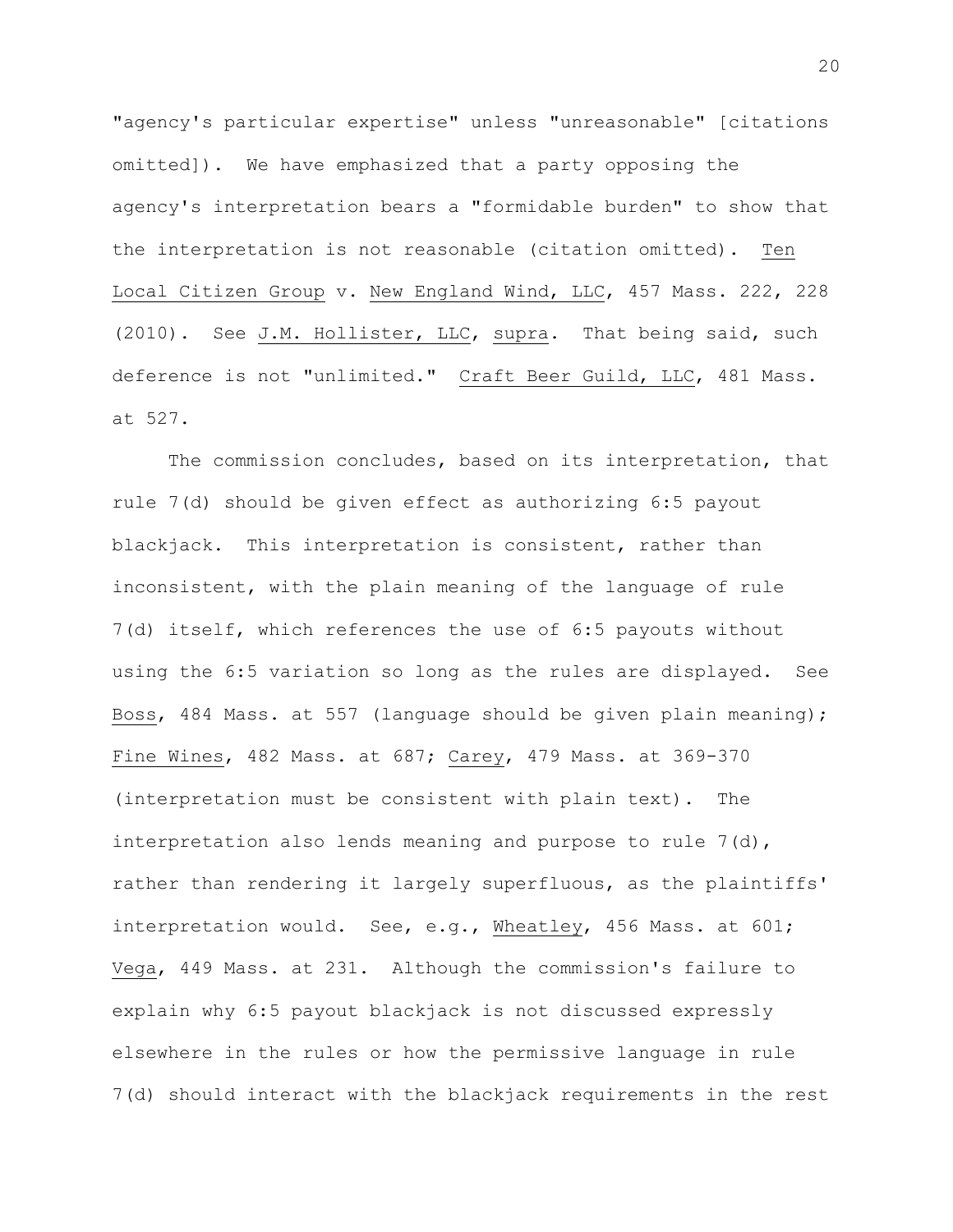"agency's particular expertise" unless "unreasonable" [citations omitted]). We have emphasized that a party opposing the agency's interpretation bears a "formidable burden" to show that the interpretation is not reasonable (citation omitted). Ten Local Citizen Group v. New England Wind, LLC, 457 Mass. 222, 228 (2010). See J.M. Hollister, LLC, supra. That being said, such deference is not "unlimited." Craft Beer Guild, LLC, 481 Mass. at 527.

The commission concludes, based on its interpretation, that rule 7(d) should be given effect as authorizing 6:5 payout blackjack. This interpretation is consistent, rather than inconsistent, with the plain meaning of the language of rule 7(d) itself, which references the use of 6:5 payouts without using the 6:5 variation so long as the rules are displayed. See Boss, 484 Mass. at 557 (language should be given plain meaning); Fine Wines, 482 Mass. at 687; Carey, 479 Mass. at 369-370 (interpretation must be consistent with plain text). The interpretation also lends meaning and purpose to rule 7(d), rather than rendering it largely superfluous, as the plaintiffs' interpretation would. See, e.g., Wheatley, 456 Mass. at 601; Vega, 449 Mass. at 231. Although the commission's failure to explain why 6:5 payout blackjack is not discussed expressly elsewhere in the rules or how the permissive language in rule 7(d) should interact with the blackjack requirements in the rest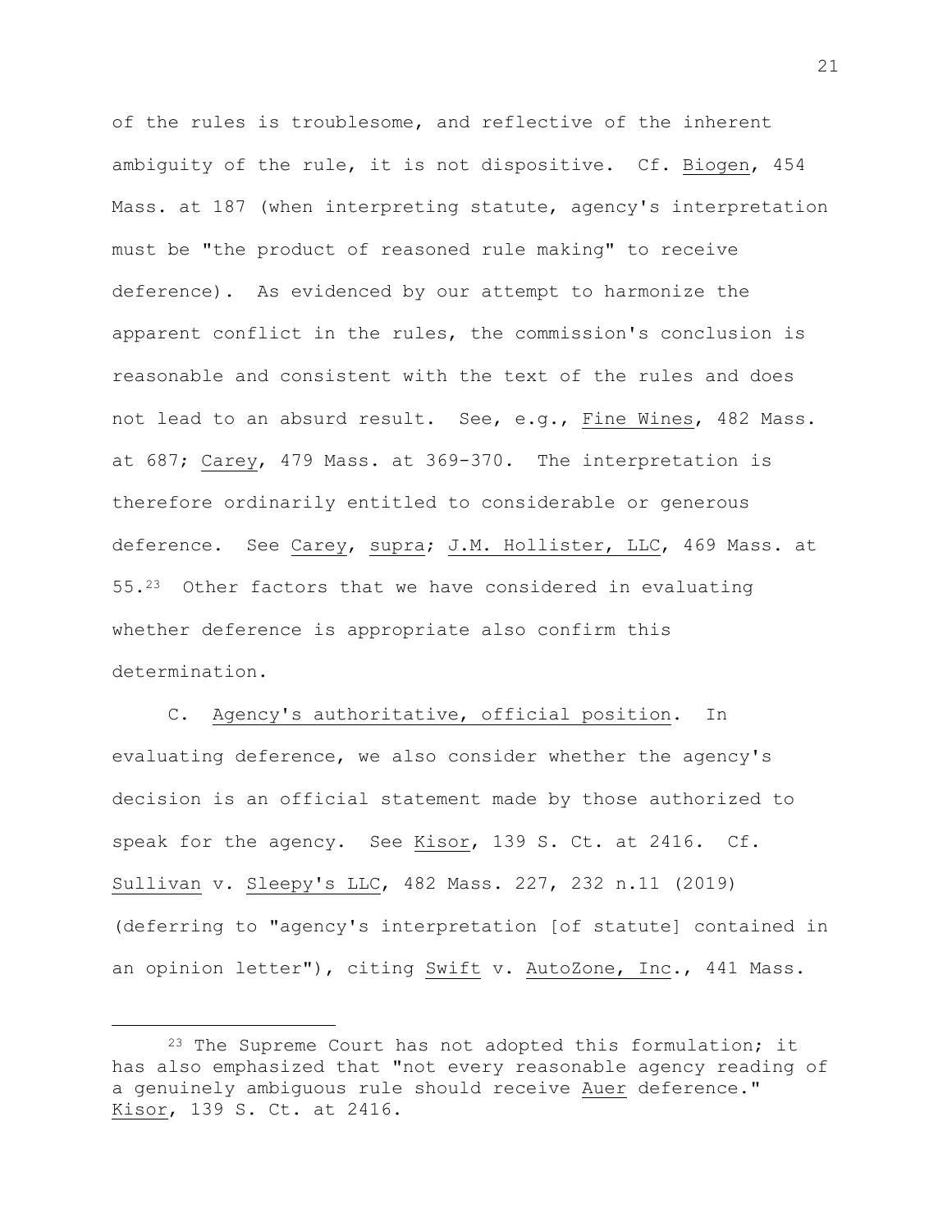of the rules is troublesome, and reflective of the inherent ambiguity of the rule, it is not dispositive. Cf. Biogen, 454 Mass. at 187 (when interpreting statute, agency's interpretation must be "the product of reasoned rule making" to receive deference). As evidenced by our attempt to harmonize the apparent conflict in the rules, the commission's conclusion is reasonable and consistent with the text of the rules and does not lead to an absurd result. See, e.g., Fine Wines, 482 Mass. at 687; Carey, 479 Mass. at 369-370. The interpretation is therefore ordinarily entitled to considerable or generous deference. See Carey, supra; J.M. Hollister, LLC, 469 Mass. at 55.[23] Other factors that we have considered in evaluating whether deference is appropriate also confirm this determination.

C. Agency's authoritative, official position. In evaluating deference, we also consider whether the agency's decision is an official statement made by those authorized to speak for the agency. See Kisor, 139 S. Ct. at 2416. Cf. Sullivan v. Sleepy's LLC, 482 Mass. 227, 232 n.11 (2019) (deferring to "agency's interpretation [of statute] contained in an opinion letter"), citing Swift v. AutoZone, Inc., 441 Mass.

---

[23] The Supreme Court has not adopted this formulation; it has also emphasized that "not every reasonable agency reading of a genuinely ambiguous rule should receive Auer deference." Kisor, 139 S. Ct. at 2416.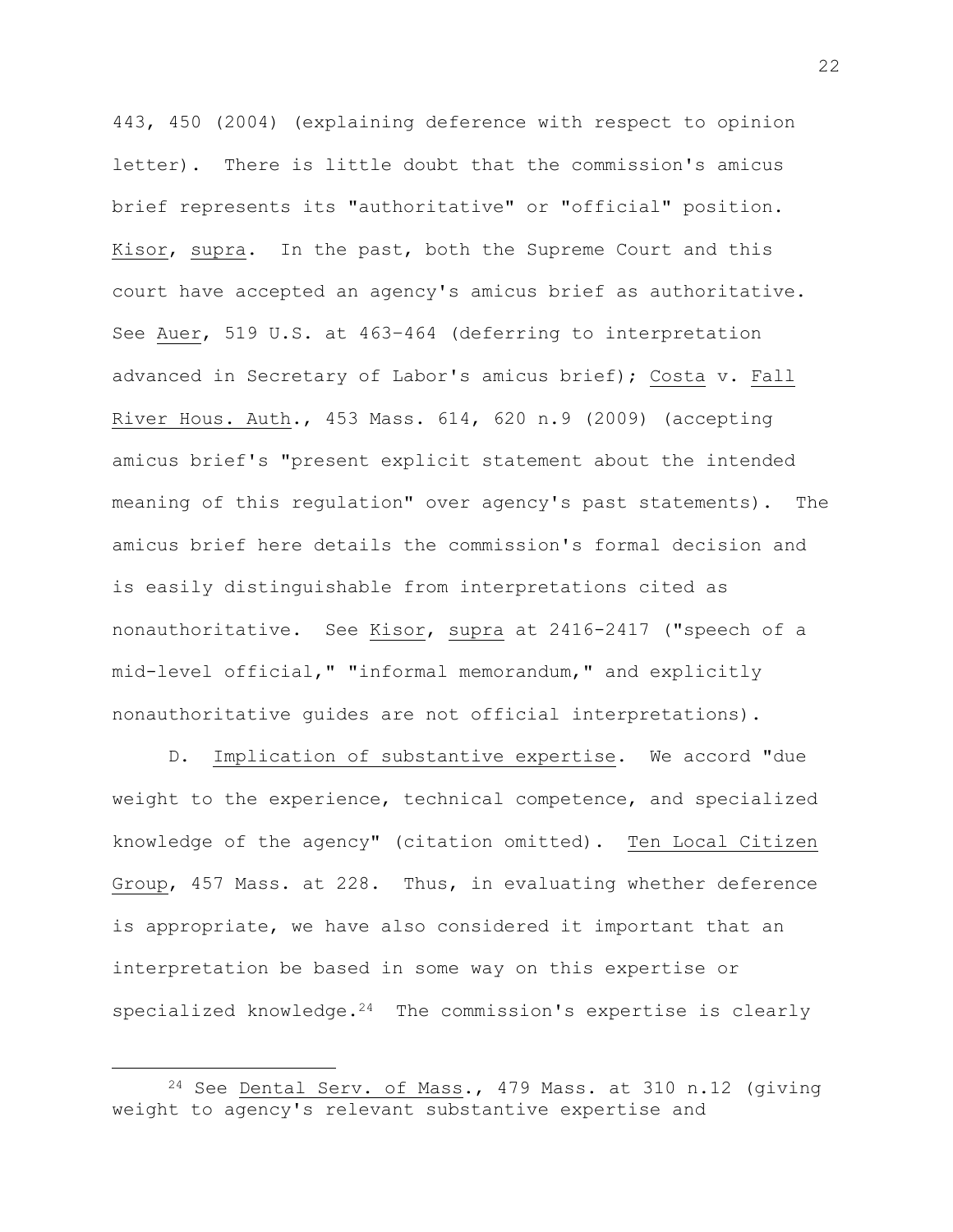443, 450 (2004) (explaining deference with respect to opinion letter). There is little doubt that the commission's amicus brief represents its "authoritative" or "official" position. Kisor, supra. In the past, both the Supreme Court and this court have accepted an agency's amicus brief as authoritative. See Auer, 519 U.S. at 463–464 (deferring to interpretation advanced in Secretary of Labor's amicus brief); Costa v. Fall River Hous. Auth., 453 Mass. 614, 620 n.9 (2009) (accepting amicus brief's "present explicit statement about the intended meaning of this regulation" over agency's past statements). The amicus brief here details the commission's formal decision and is easily distinguishable from interpretations cited as nonauthoritative. See Kisor, supra at 2416-2417 ("speech of a mid-level official," "informal memorandum," and explicitly nonauthoritative guides are not official interpretations).

D. Implication of substantive expertise. We accord "due weight to the experience, technical competence, and specialized knowledge of the agency" (citation omitted). Ten Local Citizen Group, 457 Mass. at 228. Thus, in evaluating whether deference is appropriate, we have also considered it important that an interpretation be based in some way on this expertise or specialized knowledge.[24] The commission's expertise is clearly

[24] See Dental Serv. of Mass., 479 Mass. at 310 n.12 (giving weight to agency's relevant substantive expertise and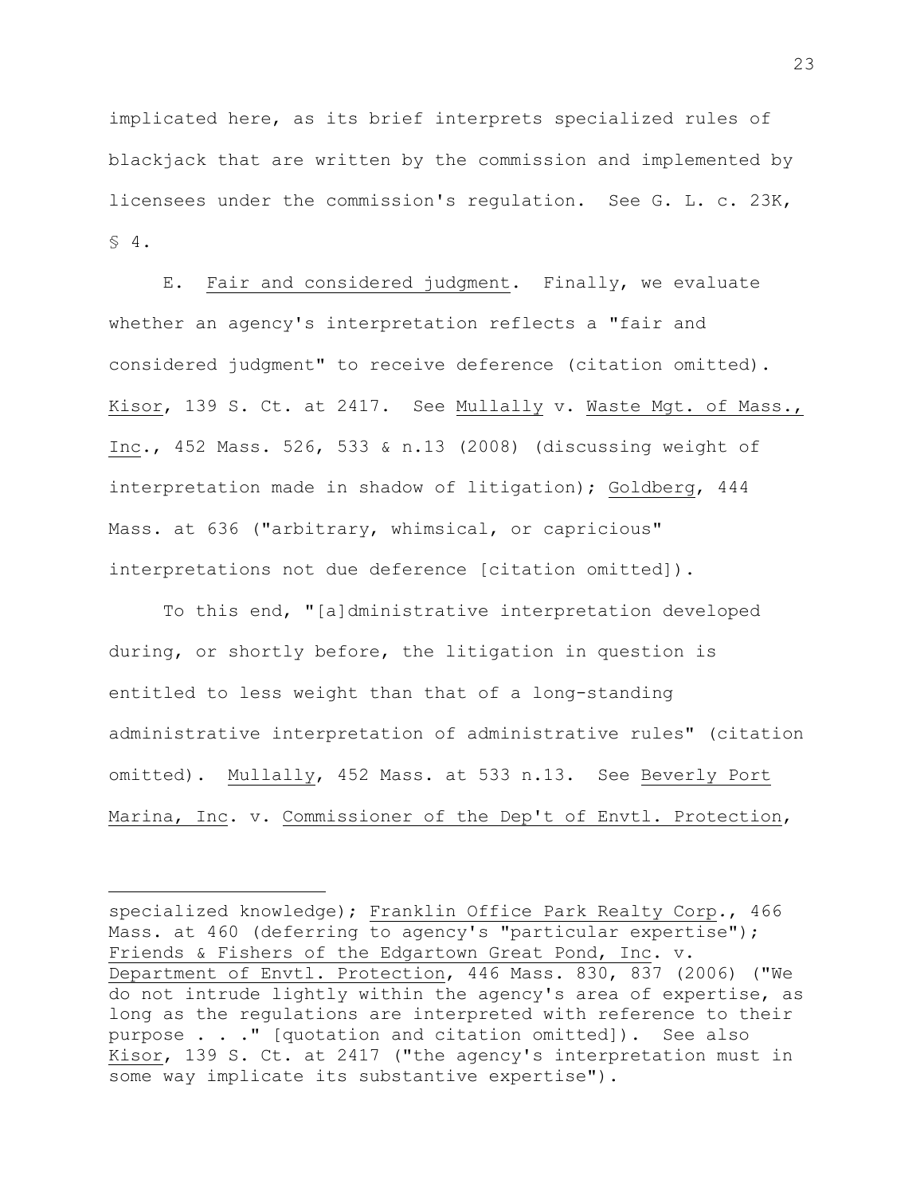implicated here, as its brief interprets specialized rules of blackjack that are written by the commission and implemented by licensees under the commission's regulation. See G. L. c. 23K, § 4.

E. Fair and considered judgment. Finally, we evaluate whether an agency's interpretation reflects a "fair and considered judgment" to receive deference (citation omitted). Kisor, 139 S. Ct. at 2417. See Mullally v. Waste Mgt. of Mass., Inc., 452 Mass. 526, 533 & n.13 (2008) (discussing weight of interpretation made in shadow of litigation); Goldberg, 444 Mass. at 636 ("arbitrary, whimsical, or capricious" interpretations not due deference [citation omitted]).

To this end, "[a]dministrative interpretation developed during, or shortly before, the litigation in question is entitled to less weight than that of a long-standing administrative interpretation of administrative rules" (citation omitted). Mullally, 452 Mass. at 533 n.13. See Beverly Port Marina, Inc. v. Commissioner of the Dep't of Envtl. Protection,

---

specialized knowledge); Franklin Office Park Realty Corp., 466 Mass. at 460 (deferring to agency's "particular expertise"); Friends & Fishers of the Edgartown Great Pond, Inc. v. Department of Envtl. Protection, 446 Mass. 830, 837 (2006) ("We do not intrude lightly within the agency's area of expertise, as long as the regulations are interpreted with reference to their purpose . . ." [quotation and citation omitted]). See also Kisor, 139 S. Ct. at 2417 ("the agency's interpretation must in some way implicate its substantive expertise").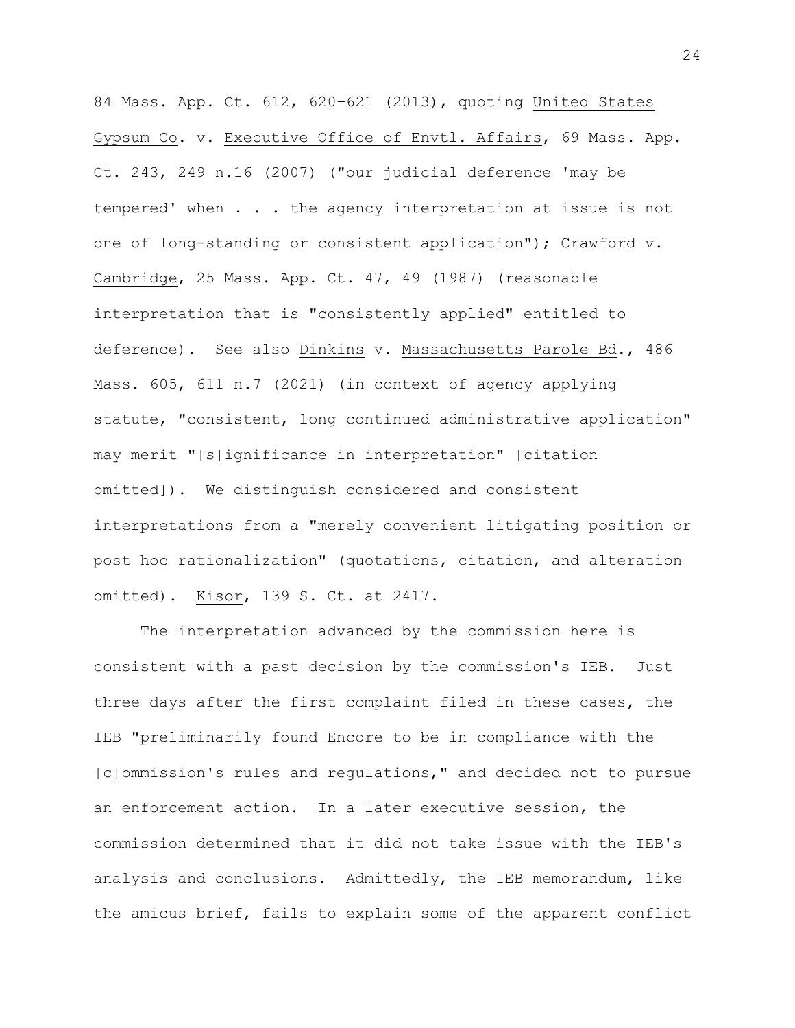84 Mass. App. Ct. 612, 620-621 (2013), quoting United States Gypsum Co. v. Executive Office of Envtl. Affairs, 69 Mass. App. Ct. 243, 249 n.16 (2007) ("our judicial deference 'may be tempered' when . . . the agency interpretation at issue is not one of long-standing or consistent application"); Crawford v. Cambridge, 25 Mass. App. Ct. 47, 49 (1987) (reasonable interpretation that is "consistently applied" entitled to deference). See also Dinkins v. Massachusetts Parole Bd., 486 Mass. 605, 611 n.7 (2021) (in context of agency applying statute, "consistent, long continued administrative application" may merit "[s]ignificance in interpretation" [citation omitted]). We distinguish considered and consistent interpretations from a "merely convenient litigating position or post hoc rationalization" (quotations, citation, and alteration omitted). Kisor, 139 S. Ct. at 2417.

The interpretation advanced by the commission here is consistent with a past decision by the commission's IEB. Just three days after the first complaint filed in these cases, the IEB "preliminarily found Encore to be in compliance with the [c]ommission's rules and regulations," and decided not to pursue an enforcement action. In a later executive session, the commission determined that it did not take issue with the IEB's analysis and conclusions. Admittedly, the IEB memorandum, like the amicus brief, fails to explain some of the apparent conflict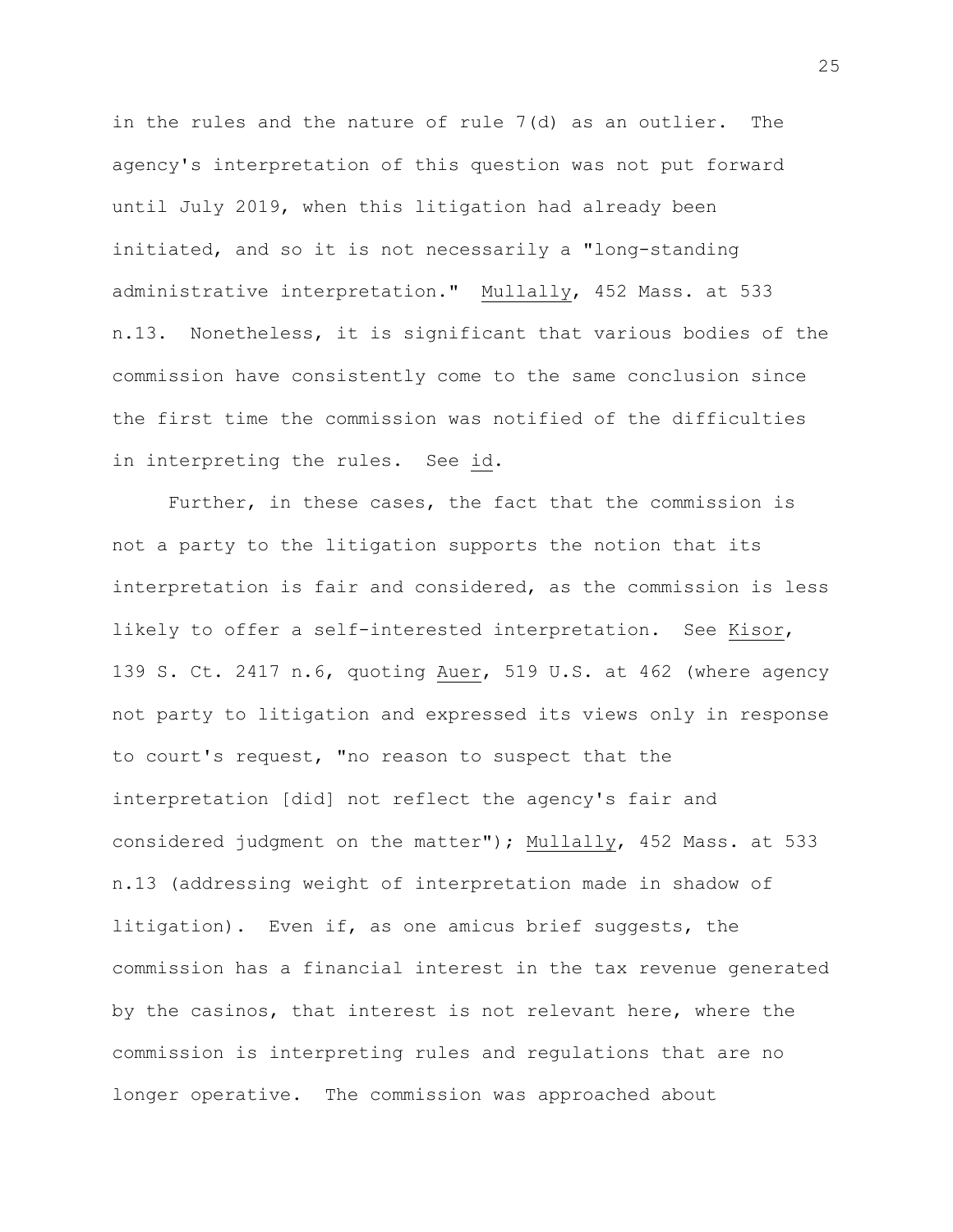in the rules and the nature of rule 7(d) as an outlier. The agency's interpretation of this question was not put forward until July 2019, when this litigation had already been initiated, and so it is not necessarily a "long-standing administrative interpretation." Mullally, 452 Mass. at 533 n.13. Nonetheless, it is significant that various bodies of the commission have consistently come to the same conclusion since the first time the commission was notified of the difficulties in interpreting the rules. See id.

Further, in these cases, the fact that the commission is not a party to the litigation supports the notion that its interpretation is fair and considered, as the commission is less likely to offer a self-interested interpretation. See Kisor, 139 S. Ct. 2417 n.6, quoting Auer, 519 U.S. at 462 (where agency not party to litigation and expressed its views only in response to court's request, "no reason to suspect that the interpretation [did] not reflect the agency's fair and considered judgment on the matter"); Mullally, 452 Mass. at 533 n.13 (addressing weight of interpretation made in shadow of litigation). Even if, as one amicus brief suggests, the commission has a financial interest in the tax revenue generated by the casinos, that interest is not relevant here, where the commission is interpreting rules and regulations that are no longer operative. The commission was approached about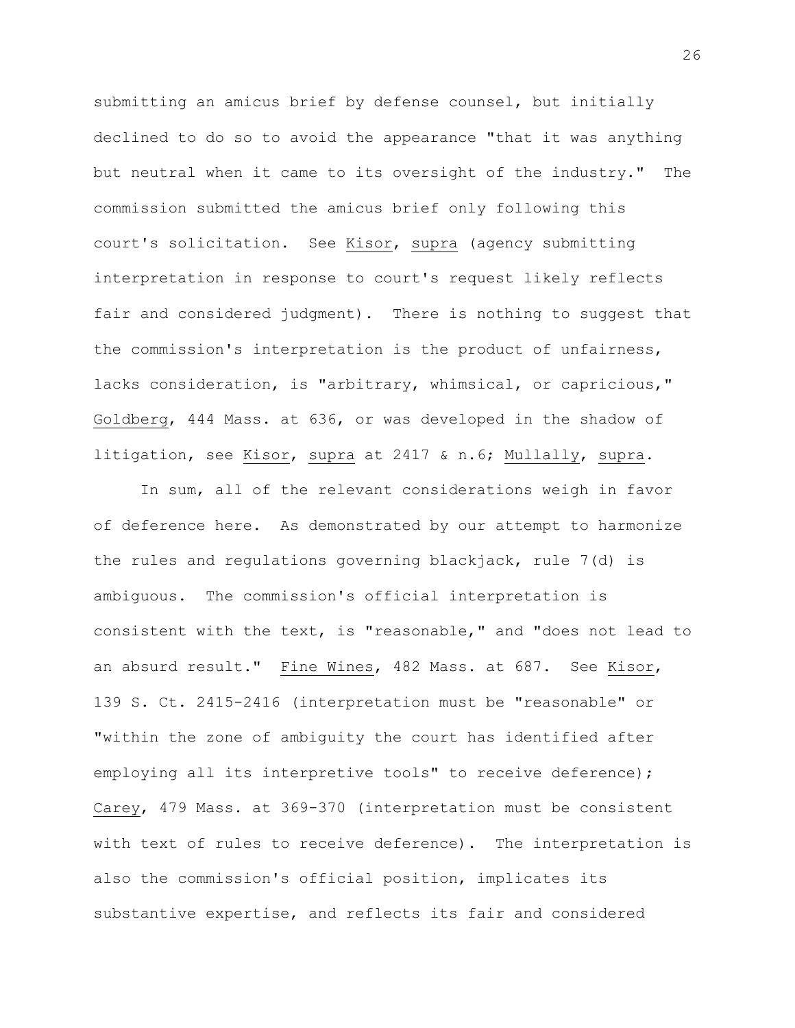submitting an amicus brief by defense counsel, but initially declined to do so to avoid the appearance "that it was anything but neutral when it came to its oversight of the industry." The commission submitted the amicus brief only following this court's solicitation. See Kisor, supra (agency submitting interpretation in response to court's request likely reflects fair and considered judgment). There is nothing to suggest that the commission's interpretation is the product of unfairness, lacks consideration, is "arbitrary, whimsical, or capricious," Goldberg, 444 Mass. at 636, or was developed in the shadow of litigation, see Kisor, supra at 2417 & n.6; Mullally, supra.

In sum, all of the relevant considerations weigh in favor of deference here. As demonstrated by our attempt to harmonize the rules and regulations governing blackjack, rule 7(d) is ambiguous. The commission's official interpretation is consistent with the text, is "reasonable," and "does not lead to an absurd result." Fine Wines, 482 Mass. at 687. See Kisor, 139 S. Ct. 2415-2416 (interpretation must be "reasonable" or "within the zone of ambiguity the court has identified after employing all its interpretive tools" to receive deference); Carey, 479 Mass. at 369-370 (interpretation must be consistent with text of rules to receive deference). The interpretation is also the commission's official position, implicates its substantive expertise, and reflects its fair and considered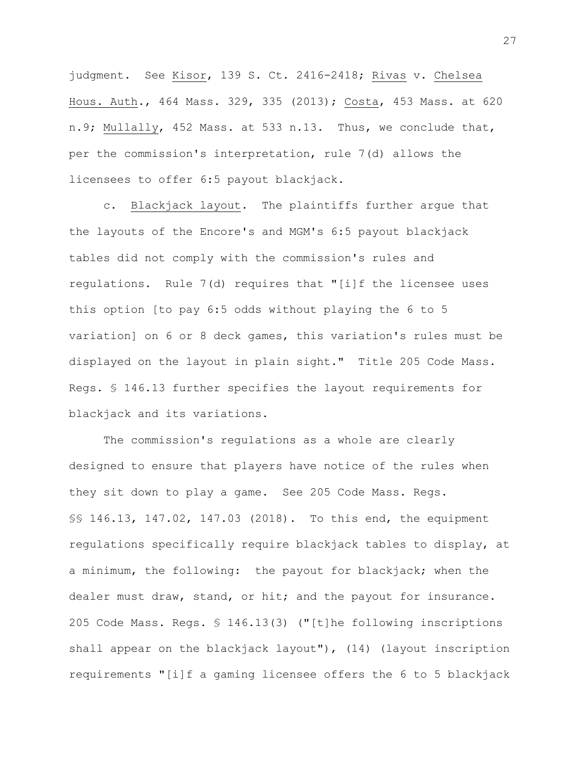judgment. See Kisor, 139 S. Ct. 2416-2418; Rivas v. Chelsea Hous. Auth., 464 Mass. 329, 335 (2013); Costa, 453 Mass. at 620 n.9; Mullally, 452 Mass. at 533 n.13. Thus, we conclude that, per the commission's interpretation, rule 7(d) allows the licensees to offer 6:5 payout blackjack.

c. Blackjack layout. The plaintiffs further argue that the layouts of the Encore's and MGM's 6:5 payout blackjack tables did not comply with the commission's rules and regulations. Rule 7(d) requires that "[i]f the licensee uses this option [to pay 6:5 odds without playing the 6 to 5 variation] on 6 or 8 deck games, this variation's rules must be displayed on the layout in plain sight." Title 205 Code Mass. Regs. § 146.13 further specifies the layout requirements for blackjack and its variations.

The commission's regulations as a whole are clearly designed to ensure that players have notice of the rules when they sit down to play a game. See 205 Code Mass. Regs. §§ 146.13, 147.02, 147.03 (2018). To this end, the equipment regulations specifically require blackjack tables to display, at a minimum, the following: the payout for blackjack; when the dealer must draw, stand, or hit; and the payout for insurance. 205 Code Mass. Regs. § 146.13(3) ("[t]he following inscriptions shall appear on the blackjack layout"), (14) (layout inscription requirements "[i]f a gaming licensee offers the 6 to 5 blackjack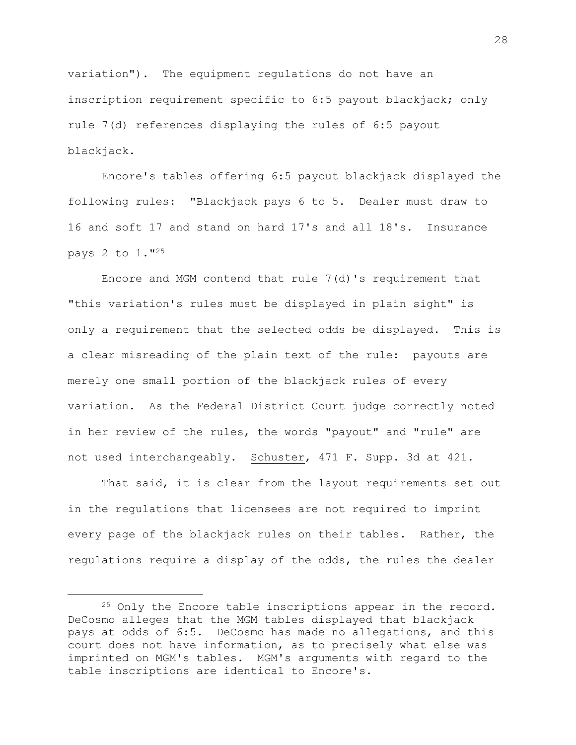variation"). The equipment regulations do not have an inscription requirement specific to 6:5 payout blackjack; only rule 7(d) references displaying the rules of 6:5 payout blackjack.

Encore's tables offering 6:5 payout blackjack displayed the following rules: "Blackjack pays 6 to 5. Dealer must draw to 16 and soft 17 and stand on hard 17's and all 18's. Insurance pays 2 to 1."[25]

Encore and MGM contend that rule 7(d)'s requirement that "this variation's rules must be displayed in plain sight" is only a requirement that the selected odds be displayed. This is a clear misreading of the plain text of the rule: payouts are merely one small portion of the blackjack rules of every variation. As the Federal District Court judge correctly noted in her review of the rules, the words "payout" and "rule" are not used interchangeably. Schuster, 471 F. Supp. 3d at 421.

That said, it is clear from the layout requirements set out in the regulations that licensees are not required to imprint every page of the blackjack rules on their tables. Rather, the regulations require a display of the odds, the rules the dealer

---

[25] Only the Encore table inscriptions appear in the record. DeCosmo alleges that the MGM tables displayed that blackjack pays at odds of 6:5. DeCosmo has made no allegations, and this court does not have information, as to precisely what else was imprinted on MGM's tables. MGM's arguments with regard to the table inscriptions are identical to Encore's.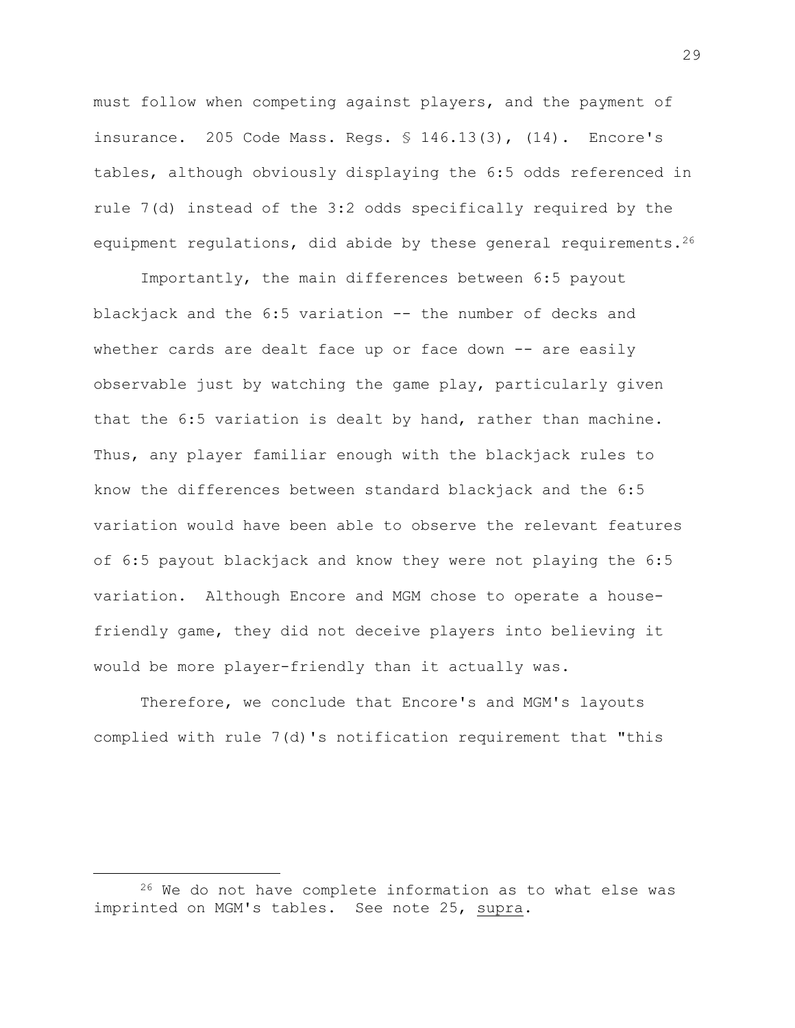must follow when competing against players, and the payment of insurance. 205 Code Mass. Regs. § 146.13(3), (14). Encore's tables, although obviously displaying the 6:5 odds referenced in rule 7(d) instead of the 3:2 odds specifically required by the equipment regulations, did abide by these general requirements.[26]

Importantly, the main differences between 6:5 payout blackjack and the 6:5 variation -- the number of decks and whether cards are dealt face up or face down -- are easily observable just by watching the game play, particularly given that the 6:5 variation is dealt by hand, rather than machine. Thus, any player familiar enough with the blackjack rules to know the differences between standard blackjack and the 6:5 variation would have been able to observe the relevant features of 6:5 payout blackjack and know they were not playing the 6:5 variation. Although Encore and MGM chose to operate a house-friendly game, they did not deceive players into believing it would be more player-friendly than it actually was.

Therefore, we conclude that Encore's and MGM's layouts complied with rule 7(d)'s notification requirement that "this

---

[26] We do not have complete information as to what else was imprinted on MGM's tables. See note 25, _supra_.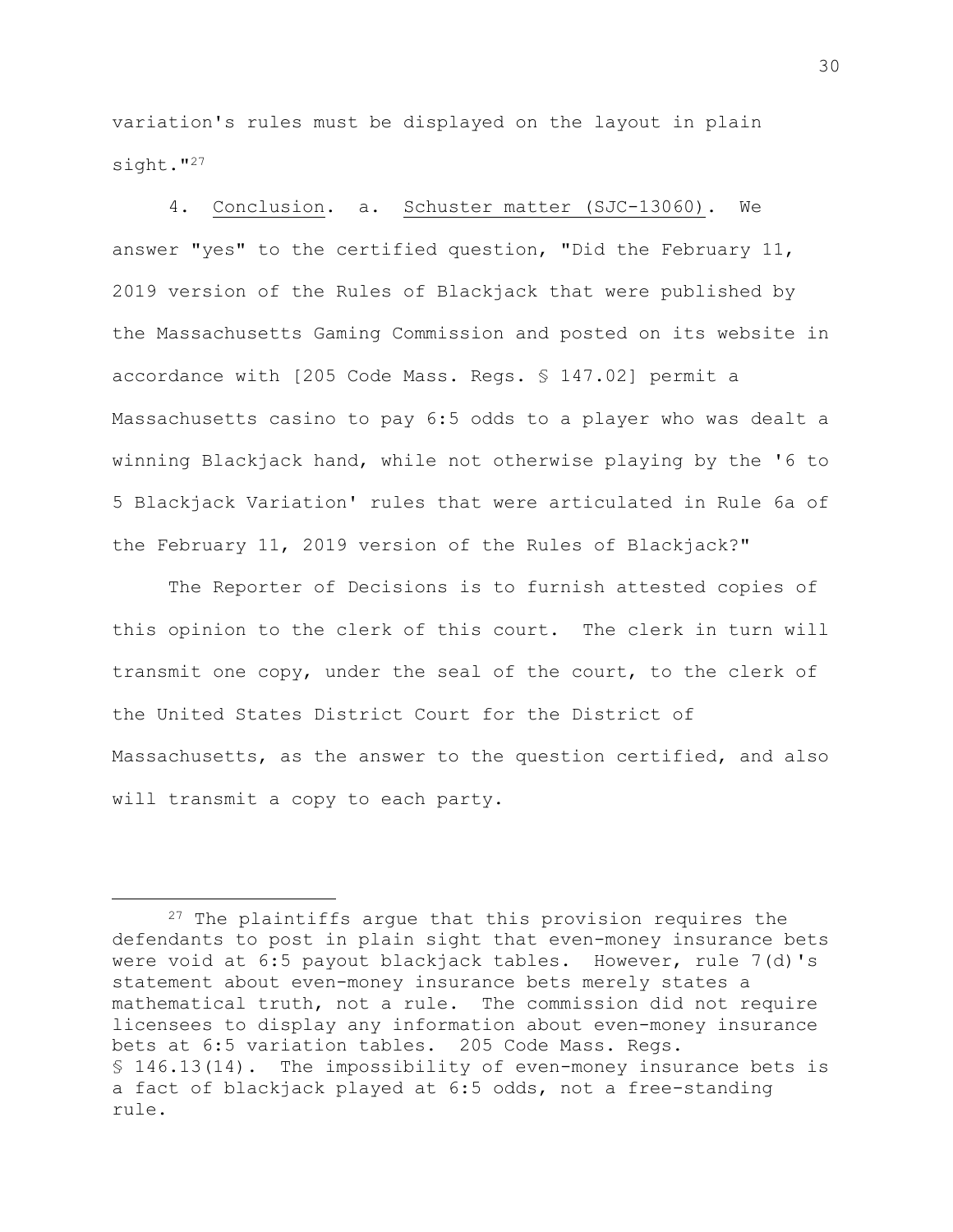variation's rules must be displayed on the layout in plain sight."[27]

4. Conclusion. a. Schuster matter (SJC-13060). We answer "yes" to the certified question, "Did the February 11, 2019 version of the Rules of Blackjack that were published by the Massachusetts Gaming Commission and posted on its website in accordance with [205 Code Mass. Regs. § 147.02] permit a Massachusetts casino to pay 6:5 odds to a player who was dealt a winning Blackjack hand, while not otherwise playing by the '6 to 5 Blackjack Variation' rules that were articulated in Rule 6a of the February 11, 2019 version of the Rules of Blackjack?"

The Reporter of Decisions is to furnish attested copies of this opinion to the clerk of this court. The clerk in turn will transmit one copy, under the seal of the court, to the clerk of the United States District Court for the District of Massachusetts, as the answer to the question certified, and also will transmit a copy to each party.

---

[27] The plaintiffs argue that this provision requires the defendants to post in plain sight that even-money insurance bets were void at 6:5 payout blackjack tables. However, rule 7(d)'s statement about even-money insurance bets merely states a mathematical truth, not a rule. The commission did not require licensees to display any information about even-money insurance bets at 6:5 variation tables. 205 Code Mass. Regs. § 146.13(14). The impossibility of even-money insurance bets is a fact of blackjack played at 6:5 odds, not a free-standing rule.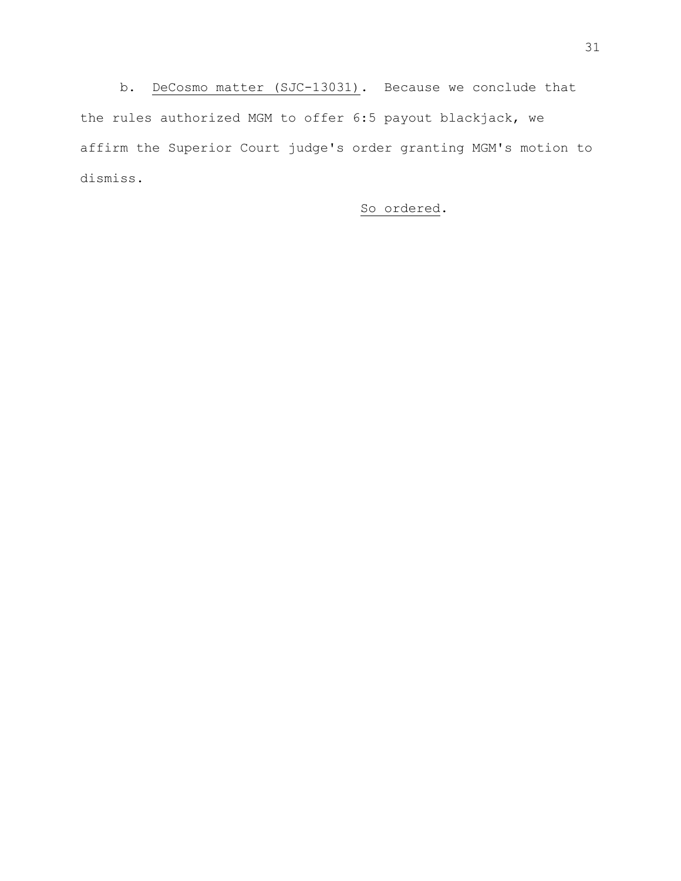b. _DeCosmo matter (SJC-13031)_. Because we conclude that the rules authorized MGM to offer 6:5 payout blackjack, we affirm the Superior Court judge's order granting MGM's motion to dismiss.

_So ordered_.